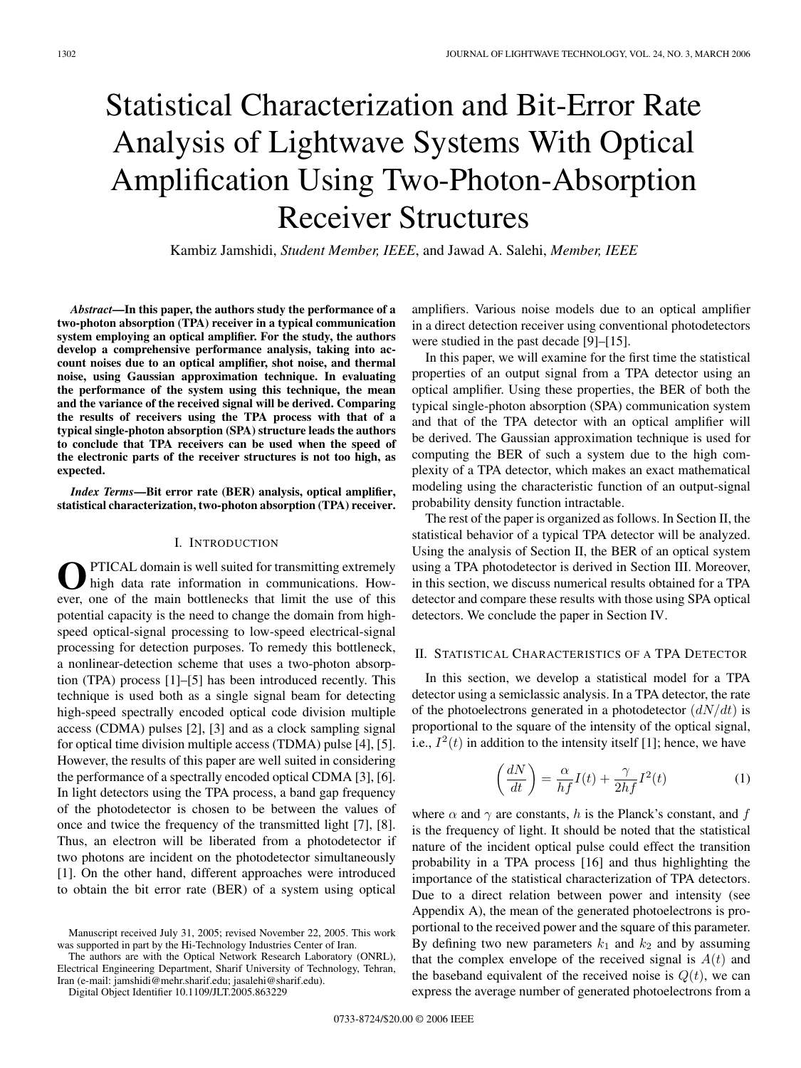// Statistical Characterization and Bit-Error Rate Analysis of Lightwave Systems With Optical Amplification Using Two-Photon-Absorption Receiver Structures

Kambiz Jamshidi, *Student Member, IEEE*, and Jawad A. Salehi, *Member, IEEE*

***Abstract*—In this paper, the authors study the performance of a two-photon absorption (TPA) receiver in a typical communication system employing an optical amplifier. For the study, the authors develop a comprehensive performance analysis, taking into account noises due to an optical amplifier, shot noise, and thermal noise, using Gaussian approximation technique. In evaluating the performance of the system using this technique, the mean and the variance of the received signal will be derived. Comparing the results of receivers using the TPA process with that of a typical single-photon absorption (SPA) structure leads the authors to conclude that TPA receivers can be used when the speed of the electronic parts of the receiver structures is not too high, as expected.**

***Index Terms*—Bit error rate (BER) analysis, optical amplifier, statistical characterization, two-photon absorption (TPA) receiver.**

## I. Introduction

Optical domain is well suited for transmitting extremely high data rate information in communications. However, one of the main bottlenecks that limit the use of this potential capacity is the need to change the domain from high-speed optical-signal processing to low-speed electrical-signal processing for detection purposes. To remedy this bottleneck, a nonlinear-detection scheme that uses a two-photon absorption (TPA) process [1]–[5] has been introduced recently. This technique is used both as a single signal beam for detecting high-speed spectrally encoded optical code division multiple access (CDMA) pulses [2], [3] and as a clock sampling signal for optical time division multiple access (TDMA) pulse [4], [5]. However, the results of this paper are well suited in considering the performance of a spectrally encoded optical CDMA [3], [6]. In light detectors using the TPA process, a band gap frequency of the photodetector is chosen to be between the values of once and twice the frequency of the transmitted light [7], [8]. Thus, an electron will be liberated from a photodetector if two photons are incident on the photodetector simultaneously [1]. On the other hand, different approaches were introduced to obtain the bit error rate (BER) of a system using optical amplifiers. Various noise models due to an optical amplifier in a direct detection receiver using conventional photodetectors were studied in the past decade [9]–[15].

In this paper, we will examine for the first time the statistical properties of an output signal from a TPA detector using an optical amplifier. Using these properties, the BER of both the typical single-photon absorption (SPA) communication system and that of the TPA detector with an optical amplifier will be derived. The Gaussian approximation technique is used for computing the BER of such a system due to the high complexity of a TPA detector, which makes an exact mathematical modeling using the characteristic function of an output-signal probability density function intractable.

The rest of the paper is organized as follows. In Section II, the statistical behavior of a typical TPA detector will be analyzed. Using the analysis of Section II, the BER of an optical system using a TPA photodetector is derived in Section III. Moreover, in this section, we discuss numerical results obtained for a TPA detector and compare these results with those using SPA optical detectors. We conclude the paper in Section IV.

## II. Statistical Characteristics of a TPA Detector

In this section, we develop a statistical model for a TPA detector using a semiclassic analysis. In a TPA detector, the rate of the photoelectrons generated in a photodetector $(dN/dt)$ is proportional to the square of the intensity of the optical signal, i.e., $I^2(t)$ in addition to the intensity itself [1]; hence, we have

$$\left(\frac{dN}{dt}\right) = \frac{\alpha}{hf}I(t) + \frac{\gamma}{2hf}I^2(t) \tag{1}$$

where $\alpha$ and $\gamma$ are constants, $h$ is the Planck's constant, and $f$ is the frequency of light. It should be noted that the statistical nature of the incident optical pulse could effect the transition probability in a TPA process [16] and thus highlighting the importance of the statistical characterization of TPA detectors. Due to a direct relation between power and intensity (see Appendix A), the mean of the generated photoelectrons is proportional to the received power and the square of this parameter. By defining two new parameters $k_1$ and $k_2$ and by assuming that the complex envelope of the received signal is $A(t)$ and the baseband equivalent of the received noise is $Q(t)$, we can express the average number of generated photoelectrons from a

Manuscript received July 31, 2005; revised November 22, 2005. This work was supported in part by the Hi-Technology Industries Center of Iran.

The authors are with the Optical Network Research Laboratory (ONRL), Electrical Engineering Department, Sharif University of Technology, Tehran, Iran (e-mail: jamshidi@mehr.sharif.edu; jasalehi@sharif.edu).

Digital Object Identifier 10.1109/JLT.2005.863229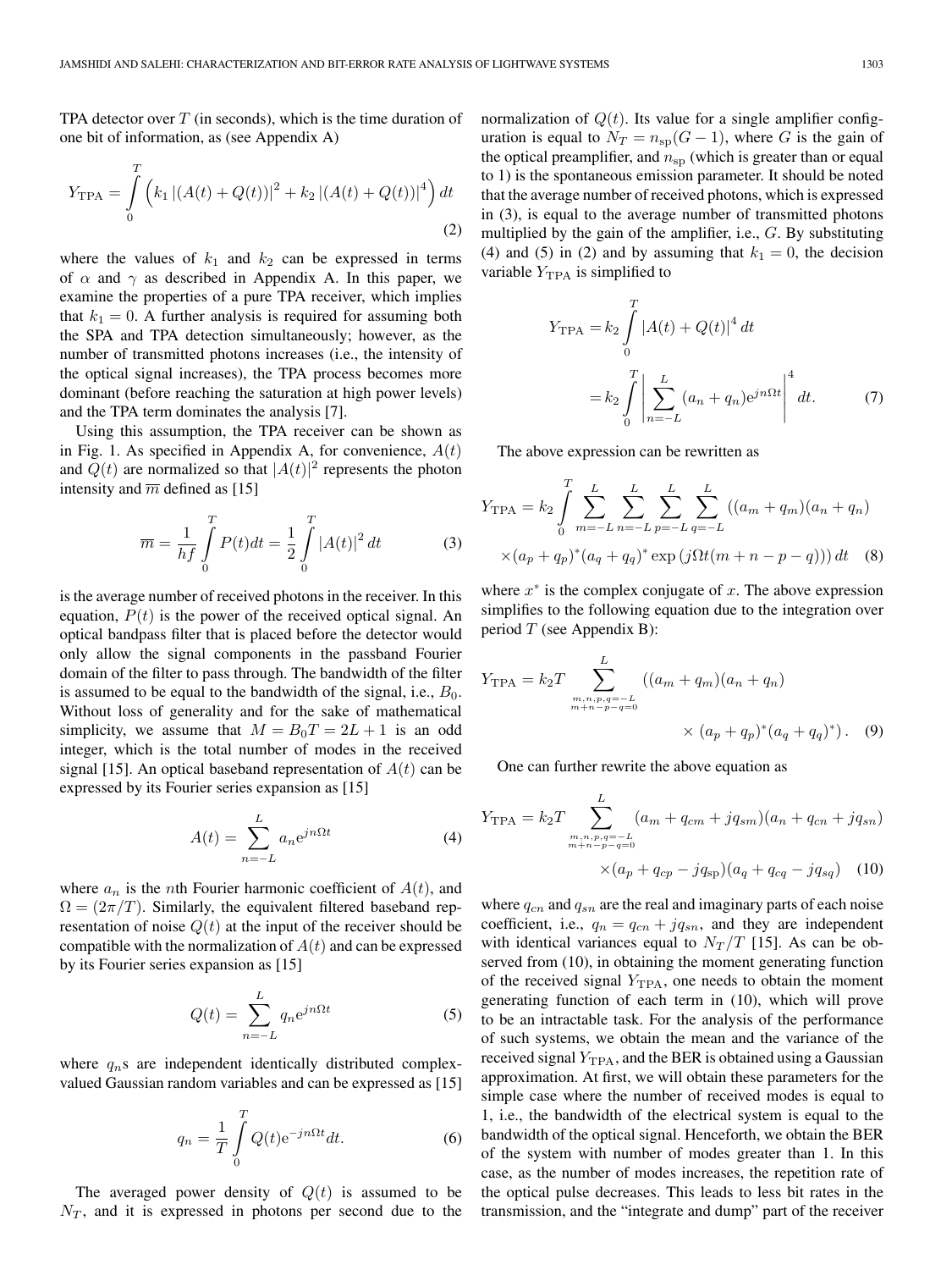TPA detector over $T$ (in seconds), which is the time duration of one bit of information, as (see Appendix A)

$$Y_{\mathrm{TPA}} = \int_0^T \left( k_1 \left|(A(t)+Q(t))\right|^2 + k_2 \left|(A(t)+Q(t))\right|^4 \right) dt \tag{2}$$

where the values of $k_1$ and $k_2$ can be expressed in terms of $\alpha$ and $\gamma$ as described in Appendix A. In this paper, we examine the properties of a pure TPA receiver, which implies that $k_1 = 0$. A further analysis is required for assuming both the SPA and TPA detection simultaneously; however, as the number of transmitted photons increases (i.e., the intensity of the optical signal increases), the TPA process becomes more dominant (before reaching the saturation at high power levels) and the TPA term dominates the analysis [7].

Using this assumption, the TPA receiver can be shown as in Fig. 1. As specified in Appendix A, for convenience, $A(t)$ and $Q(t)$ are normalized so that $|A(t)|^2$ represents the photon intensity and $\overline{m}$ defined as [15]

$$\overline{m} = \frac{1}{hf}\int_0^T P(t)dt = \frac{1}{2}\int_0^T \left|A(t)\right|^2 dt \tag{3}$$

is the average number of received photons in the receiver. In this equation, $P(t)$ is the power of the received optical signal. An optical bandpass filter that is placed before the detector would only allow the signal components in the passband Fourier domain of the filter to pass through. The bandwidth of the filter is assumed to be equal to the bandwidth of the signal, i.e., $B_0$. Without loss of generality and for the sake of mathematical simplicity, we assume that $M = B_0 T = 2L+1$ is an odd integer, which is the total number of modes in the received signal [15]. An optical baseband representation of $A(t)$ can be expressed by its Fourier series expansion as [15]

$$A(t) = \sum_{n=-L}^{L} a_n \mathrm{e}^{jn\Omega t} \tag{4}$$

where $a_n$ is the $n$th Fourier harmonic coefficient of $A(t)$, and $\Omega = (2\pi/T)$. Similarly, the equivalent filtered baseband representation of noise $Q(t)$ at the input of the receiver should be compatible with the normalization of $A(t)$ and can be expressed by its Fourier series expansion as [15]

$$Q(t) = \sum_{n=-L}^{L} q_n \mathrm{e}^{jn\Omega t} \tag{5}$$

where $q_n$s are independent identically distributed complex-valued Gaussian random variables and can be expressed as [15]

$$q_n = \frac{1}{T}\int_0^T Q(t)\mathrm{e}^{-jn\Omega t}dt. \tag{6}$$

The averaged power density of $Q(t)$ is assumed to be $N_T$, and it is expressed in photons per second due to the normalization of $Q(t)$. Its value for a single amplifier configuration is equal to $N_T = n_{\mathrm{sp}}(G-1)$, where $G$ is the gain of the optical preamplifier, and $n_{\mathrm{sp}}$ (which is greater than or equal to 1) is the spontaneous emission parameter. It should be noted that the average number of received photons, which is expressed in (3), is equal to the average number of transmitted photons multiplied by the gain of the amplifier, i.e., $G$. By substituting (4) and (5) in (2) and by assuming that $k_1 = 0$, the decision variable $Y_{\mathrm{TPA}}$ is simplified to

$$\begin{aligned} Y_{\mathrm{TPA}} &= k_2 \int_0^T \left|A(t)+Q(t)\right|^4 dt \\ &= k_2 \int_0^T \left| \sum_{n=-L}^{L} (a_n + q_n)\mathrm{e}^{jn\Omega t} \right|^4 dt. \end{aligned} \tag{7}$$

The above expression can be rewritten as

$$\begin{aligned} Y_{\mathrm{TPA}} = k_2 \int_0^T \sum_{m=-L}^{L}\sum_{n=-L}^{L}\sum_{p=-L}^{L}\sum_{q=-L}^{L} &((a_m+q_m)(a_n+q_n) \\ \times (a_p+q_p)^*(a_q+q_q)^* &\exp\left(j\Omega t(m+n-p-q)\right))\, dt \end{aligned} \tag{8}$$

where $x^*$ is the complex conjugate of $x$. The above expression simplifies to the following equation due to the integration over period $T$ (see Appendix B):

$$Y_{\mathrm{TPA}} = k_2 T \sum_{\substack{m,n,p,q=-L \\ m+n-p-q=0}}^{L} ((a_m+q_m)(a_n+q_n) \times (a_p+q_p)^*(a_q+q_q)^*). \tag{9}$$

One can further rewrite the above equation as

$$\begin{aligned} Y_{\mathrm{TPA}} = k_2 T \sum_{\substack{m,n,p,q=-L \\ m+n-p-q=0}}^{L} &(a_m + q_{cm} + jq_{sm})(a_n + q_{cn} + jq_{sn}) \\ &\times (a_p + q_{cp} - jq_{\mathrm{sp}})(a_q + q_{cq} - jq_{sq}) \end{aligned} \tag{10}$$

where $q_{cn}$ and $q_{sn}$ are the real and imaginary parts of each noise coefficient, i.e., $q_n = q_{cn} + jq_{sn}$, and they are independent with identical variances equal to $N_T/T$ [15]. As can be observed from (10), in obtaining the moment generating function of the received signal $Y_{\mathrm{TPA}}$, one needs to obtain the moment generating function of each term in (10), which will prove to be an intractable task. For the analysis of the performance of such systems, we obtain the mean and the variance of the received signal $Y_{\mathrm{TPA}}$, and the BER is obtained using a Gaussian approximation. At first, we will obtain these parameters for the simple case where the number of received modes is equal to 1, i.e., the bandwidth of the electrical system is equal to the bandwidth of the optical signal. Henceforth, we obtain the BER of the system with number of modes greater than 1. In this case, as the number of modes increases, the repetition rate of the optical pulse decreases. This leads to less bit rates in the transmission, and the "integrate and dump" part of the receiver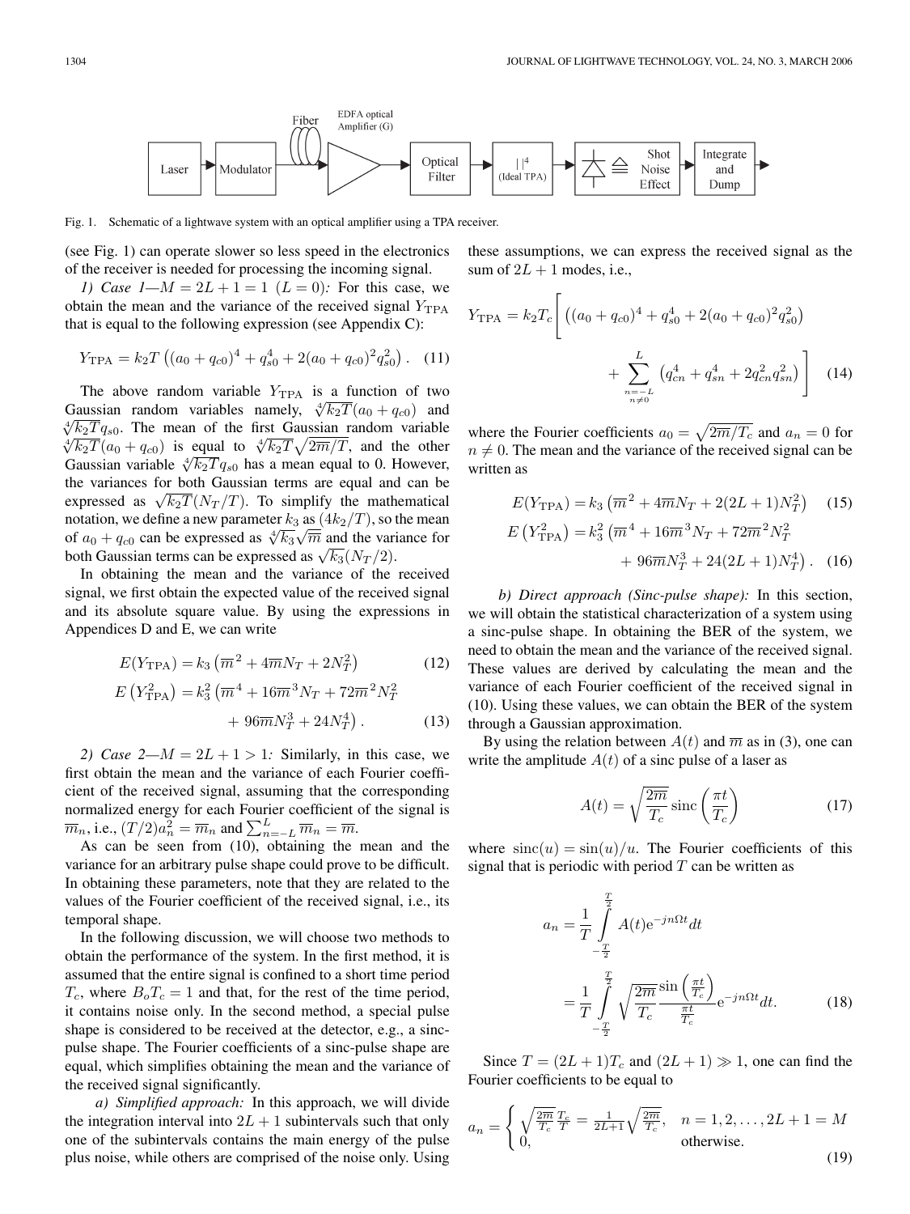Fig. 1. Schematic of a lightwave system with an optical amplifier using a TPA receiver.

(see Fig. 1) can operate slower so less speed in the electronics of the receiver is needed for processing the incoming signal.

*1) Case 1—$M = 2L + 1 = 1$ ($L = 0$):* For this case, we obtain the mean and the variance of the received signal $Y_{\mathrm{TPA}}$ that is equal to the following expression (see Appendix C):

$$Y_{\mathrm{TPA}} = k_2 T \left( (a_0 + q_{c0})^4 + q_{s0}^4 + 2(a_0 + q_{c0})^2 q_{s0}^2 \right). \quad (11)$$

The above random variable $Y_{\mathrm{TPA}}$ is a function of two Gaussian random variables namely, $\sqrt[4]{k_2 T}(a_0 + q_{c0})$ and $\sqrt[4]{k_2 T} q_{s0}$. The mean of the first Gaussian random variable $\sqrt[4]{k_2 T}(a_0 + q_{c0})$ is equal to $\sqrt[4]{k_2 T}\sqrt{2\overline{m}/T}$, and the other Gaussian variable $\sqrt[4]{k_2 T} q_{s0}$ has a mean equal to 0. However, the variances for both Gaussian terms are equal and can be expressed as $\sqrt{k_2 T}(N_T/T)$. To simplify the mathematical notation, we define a new parameter $k_3$ as $(4k_2/T)$, so the mean of $a_0 + q_{c0}$ can be expressed as $\sqrt[4]{k_3}\sqrt{\overline{m}}$ and the variance for both Gaussian terms can be expressed as $\sqrt{k_3}(N_T/2)$.

In obtaining the mean and the variance of the received signal, we first obtain the expected value of the received signal and its absolute square value. By using the expressions in Appendices D and E, we can write

$$E(Y_{\mathrm{TPA}}) = k_3 \left( \overline{m}^2 + 4\overline{m} N_T + 2N_T^2 \right) \quad (12)$$

$$E\left(Y_{\mathrm{TPA}}^2\right) = k_3^2 \left( \overline{m}^4 + 16\overline{m}^3 N_T + 72\overline{m}^2 N_T^2 + 96\overline{m} N_T^3 + 24 N_T^4 \right). \quad (13)$$

*2) Case 2—$M = 2L + 1 > 1$:* Similarly, in this case, we first obtain the mean and the variance of each Fourier coefficient of the received signal, assuming that the corresponding normalized energy for each Fourier coefficient of the signal is $\overline{m}_n$, i.e., $(T/2)a_n^2 = \overline{m}_n$ and $\sum_{n=-L}^{L} \overline{m}_n = \overline{m}$.

As can be seen from (10), obtaining the mean and the variance for an arbitrary pulse shape could prove to be difficult. In obtaining these parameters, note that they are related to the values of the Fourier coefficient of the received signal, i.e., its temporal shape.

In the following discussion, we will choose two methods to obtain the performance of the system. In the first method, it is assumed that the entire signal is confined to a short time period $T_c$, where $B_o T_c = 1$ and that, for the rest of the time period, it contains noise only. In the second method, a special pulse shape is considered to be received at the detector, e.g., a sinc-pulse shape. The Fourier coefficients of a sinc-pulse shape are equal, which simplifies obtaining the mean and the variance of the received signal significantly.

*a) Simplified approach:* In this approach, we will divide the integration interval into $2L + 1$ subintervals such that only one of the subintervals contains the main energy of the pulse plus noise, while others are comprised of the noise only. Using these assumptions, we can express the received signal as the sum of $2L + 1$ modes, i.e.,

$$Y_{\mathrm{TPA}} = k_2 T_c \left[ \left( (a_0 + q_{c0})^4 + q_{s0}^4 + 2(a_0 + q_{c0})^2 q_{s0}^2 \right) + \sum_{\substack{n=-L \\ n \neq 0}}^{L} \left( q_{cn}^4 + q_{sn}^4 + 2 q_{cn}^2 q_{sn}^2 \right) \right] \quad (14)$$

where the Fourier coefficients $a_0 = \sqrt{2\overline{m}/T_c}$ and $a_n = 0$ for $n \neq 0$. The mean and the variance of the received signal can be written as

$$E(Y_{\mathrm{TPA}}) = k_3 \left( \overline{m}^2 + 4\overline{m} N_T + 2(2L+1) N_T^2 \right) \quad (15)$$

$$E\left(Y_{\mathrm{TPA}}^2\right) = k_3^2 \left( \overline{m}^4 + 16\overline{m}^3 N_T + 72\overline{m}^2 N_T^2 + 96\overline{m} N_T^3 + 24(2L+1) N_T^4 \right). \quad (16)$$

*b) Direct approach (Sinc-pulse shape):* In this section, we will obtain the statistical characterization of a system using a sinc-pulse shape. In obtaining the BER of the system, we need to obtain the mean and the variance of the received signal. These values are derived by calculating the mean and the variance of each Fourier coefficient of the received signal in (10). Using these values, we can obtain the BER of the system through a Gaussian approximation.

By using the relation between $A(t)$ and $\overline{m}$ as in (3), one can write the amplitude $A(t)$ of a sinc pulse of a laser as

$$A(t) = \sqrt{\frac{2\overline{m}}{T_c}} \, \mathrm{sinc}\left( \frac{\pi t}{T_c} \right) \quad (17)$$

where $\mathrm{sinc}(u) = \sin(u)/u$. The Fourier coefficients of this signal that is periodic with period $T$ can be written as

$$a_n = \frac{1}{T} \int_{-\frac{T}{2}}^{\frac{T}{2}} A(t) e^{-jn\Omega t} dt = \frac{1}{T} \int_{-\frac{T}{2}}^{\frac{T}{2}} \sqrt{\frac{2\overline{m}}{T_c}} \frac{\sin\left(\frac{\pi t}{T_c}\right)}{\frac{\pi t}{T_c}} e^{-jn\Omega t} dt. \quad (18)$$

Since $T = (2L+1)T_c$ and $(2L+1) \gg 1$, one can find the Fourier coefficients to be equal to

$$a_n = \begin{cases} \sqrt{\frac{2\overline{m}}{T_c}} \frac{T_c}{T} = \frac{1}{2L+1}\sqrt{\frac{2\overline{m}}{T_c}}, & n = 1, 2, \ldots, 2L+1 = M \\ 0, & \text{otherwise.} \end{cases} \quad (19)$$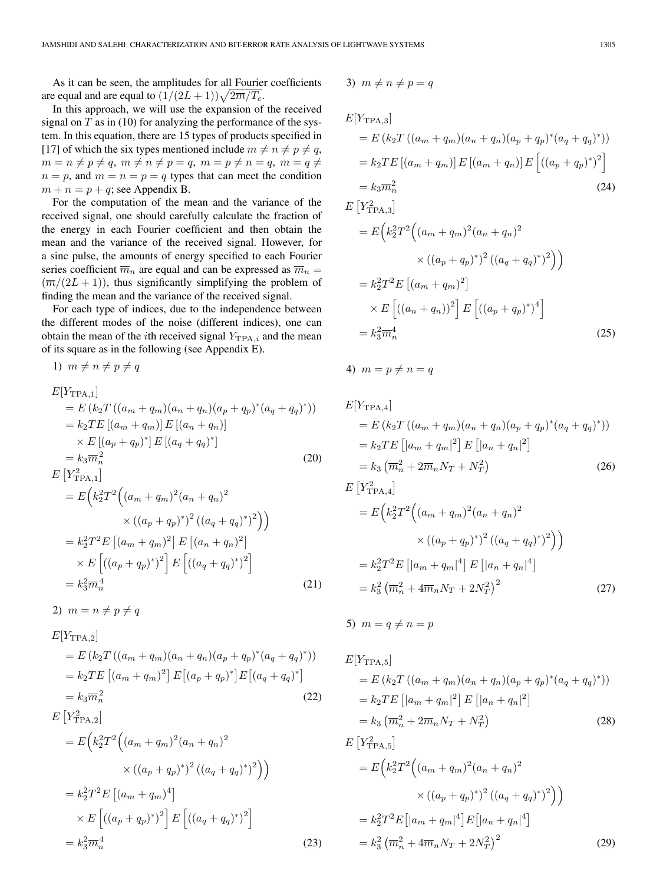As it can be seen, the amplitudes for all Fourier coefficients are equal and are equal to $(1/(2L+1))\sqrt{2\overline{m}/T_c}$.

In this approach, we will use the expansion of the received signal on $T$ as in (10) for analyzing the performance of the system. In this equation, there are 15 types of products specified in [17] of which the six types mentioned include $m \neq n \neq p \neq q$, $m = n \neq p \neq q$, $m \neq n \neq p = q$, $m = p \neq n = q$, $m = q \neq n = p$, and $m = n = p = q$ types that can meet the condition $m + n = p + q$; see Appendix B.

For the computation of the mean and the variance of the received signal, one should carefully calculate the fraction of the energy in each Fourier coefficient and then obtain the mean and the variance of the received signal. However, for a sinc pulse, the amounts of energy specified to each Fourier series coefficient $\overline{m}_n$ are equal and can be expressed as $\overline{m}_n = (\overline{m}/(2L+1))$, thus significantly simplifying the problem of finding the mean and the variance of the received signal.

For each type of indices, due to the independence between the different modes of the noise (different indices), one can obtain the mean of the $i$th received signal $Y_{\mathrm{TPA},i}$ and the mean of its square as in the following (see Appendix E).

1) $m \neq n \neq p \neq q$

$$
\begin{aligned}
E[Y_{\mathrm{TPA},1}] &= E\left(k_2 T\left((a_m+q_m)(a_n+q_n)(a_p+q_p)^*(a_q+q_q)^*\right)\right)\\
&= k_2 T E\left[(a_m+q_m)\right] E\left[(a_n+q_n)\right]\\
&\quad \times E\left[(a_p+q_p)^*\right] E\left[(a_q+q_q)^*\right]\\
&= k_3 \overline{m}_n^2
\end{aligned}
\tag{20}
$$

$$
\begin{aligned}
E\left[Y_{\mathrm{TPA},1}^2\right] &= E\Big(k_2^2 T^2 \Big((a_m+q_m)^2(a_n+q_n)^2\\
&\qquad \times \left((a_p+q_p)^*\right)^2 \left((a_q+q_q)^*\right)^2\Big)\Big)\\
&= k_2^2 T^2 E\left[(a_m+q_m)^2\right] E\left[(a_n+q_n)^2\right]\\
&\quad \times E\left[\left((a_p+q_p)^*\right)^2\right] E\left[\left((a_q+q_q)^*\right)^2\right]\\
&= k_3^2 \overline{m}_n^4
\end{aligned}
\tag{21}
$$

2) $m = n \neq p \neq q$

$$
\begin{aligned}
E[Y_{\mathrm{TPA},2}] &= E\left(k_2 T\left((a_m+q_m)(a_n+q_n)(a_p+q_p)^*(a_q+q_q)^*\right)\right)\\
&= k_2 T E\left[(a_m+q_m)^2\right] E\left[(a_p+q_p)^*\right] E\left[(a_q+q_q)^*\right]\\
&= k_3 \overline{m}_n^2
\end{aligned}
\tag{22}
$$

$$
\begin{aligned}
E\left[Y_{\mathrm{TPA},2}^2\right] &= E\Big(k_2^2 T^2 \Big((a_m+q_m)^2(a_n+q_n)^2\\
&\qquad \times \left((a_p+q_p)^*\right)^2 \left((a_q+q_q)^*\right)^2\Big)\Big)\\
&= k_2^2 T^2 E\left[(a_m+q_m)^4\right]\\
&\quad \times E\left[\left((a_p+q_p)^*\right)^2\right] E\left[\left((a_q+q_q)^*\right)^2\right]\\
&= k_3^2 \overline{m}_n^4
\end{aligned}
\tag{23}
$$

3) $m \neq n \neq p = q$

$$
\begin{aligned}
E[Y_{\mathrm{TPA},3}] &= E\left(k_2 T\left((a_m+q_m)(a_n+q_n)(a_p+q_p)^*(a_q+q_q)^*\right)\right)\\
&= k_2 T E\left[(a_m+q_m)\right] E\left[(a_n+q_n)\right] E\left[\left((a_p+q_p)^*\right)^2\right]\\
&= k_3 \overline{m}_n^2
\end{aligned}
\tag{24}
$$

$$
\begin{aligned}
E\left[Y_{\mathrm{TPA},3}^2\right] &= E\Big(k_2^2 T^2 \Big((a_m+q_m)^2(a_n+q_n)^2\\
&\qquad \times \left((a_p+q_p)^*\right)^2 \left((a_q+q_q)^*\right)^2\Big)\Big)\\
&= k_2^2 T^2 E\left[(a_m+q_m)^2\right]\\
&\quad \times E\left[\left((a_n+q_n)\right)^2\right] E\left[\left((a_p+q_p)^*\right)^4\right]\\
&= k_3^2 \overline{m}_n^4
\end{aligned}
\tag{25}
$$

4) $m = p \neq n = q$

$$
\begin{aligned}
E[Y_{\mathrm{TPA},4}] &= E\left(k_2 T\left((a_m+q_m)(a_n+q_n)(a_p+q_p)^*(a_q+q_q)^*\right)\right)\\
&= k_2 T E\left[|a_m+q_m|^2\right] E\left[|a_n+q_n|^2\right]\\
&= k_3\left(\overline{m}_n^2 + 2\overline{m}_n N_T + N_T^2\right)
\end{aligned}
\tag{26}
$$

$$
\begin{aligned}
E\left[Y_{\mathrm{TPA},4}^2\right] &= E\Big(k_2^2 T^2 \Big((a_m+q_m)^2(a_n+q_n)^2\\
&\qquad \times \left((a_p+q_p)^*\right)^2 \left((a_q+q_q)^*\right)^2\Big)\Big)\\
&= k_2^2 T^2 E\left[|a_m+q_m|^4\right] E\left[|a_n+q_n|^4\right]\\
&= k_3^2\left(\overline{m}_n^2 + 4\overline{m}_n N_T + 2N_T^2\right)^2
\end{aligned}
\tag{27}
$$

5) $m = q \neq n = p$

$$
\begin{aligned}
E[Y_{\mathrm{TPA},5}] &= E\left(k_2 T\left((a_m+q_m)(a_n+q_n)(a_p+q_p)^*(a_q+q_q)^*\right)\right)\\
&= k_2 T E\left[|a_m+q_m|^2\right] E\left[|a_n+q_n|^2\right]\\
&= k_3\left(\overline{m}_n^2 + 2\overline{m}_n N_T + N_T^2\right)
\end{aligned}
\tag{28}
$$

$$
\begin{aligned}
E\left[Y_{\mathrm{TPA},5}^2\right] &= E\Big(k_2^2 T^2 \Big((a_m+q_m)^2(a_n+q_n)^2\\
&\qquad \times \left((a_p+q_p)^*\right)^2 \left((a_q+q_q)^*\right)^2\Big)\Big)\\
&= k_2^2 T^2 E\left[|a_m+q_m|^4\right] E\left[|a_n+q_n|^4\right]\\
&= k_3^2\left(\overline{m}_n^2 + 4\overline{m}_n N_T + 2N_T^2\right)^2
\end{aligned}
\tag{29}
$$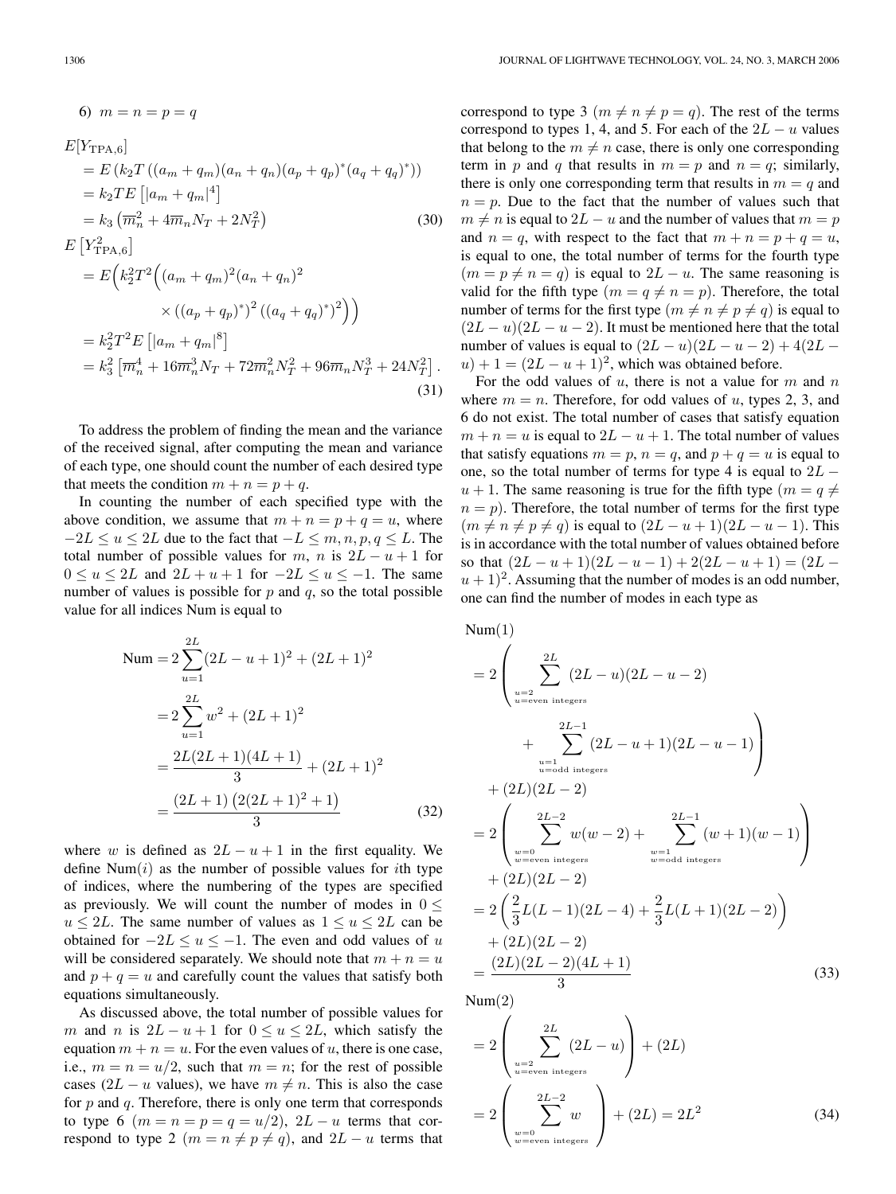6) $m = n = p = q$

$$
\begin{aligned}
E[Y_{\mathrm{TPA},6}] &= E\left(k_2 T\left((a_m+q_m)(a_n+q_n)(a_p+q_p)^*(a_q+q_q)^*\right)\right) \\
&= k_2 T E\left[|a_m+q_m|^4\right] \\
&= k_3\left(\overline{m}_n^2 + 4\overline{m}_n N_T + 2N_T^2\right) \qquad (30)
\end{aligned}
$$

$$
\begin{aligned}
E\left[Y_{\mathrm{TPA},6}^2\right] &= E\Big(k_2^2 T^2\Big((a_m+q_m)^2(a_n+q_n)^2 \\
&\qquad \times\left((a_p+q_p)^*\right)^2\left((a_q+q_q)^*\right)^2\Big)\Big) \\
&= k_2^2 T^2 E\left[|a_m+q_m|^8\right] \\
&= k_3^2\left[\overline{m}_n^4 + 16\overline{m}_n^3 N_T + 72\overline{m}_n^2 N_T^2 + 96\overline{m}_n N_T^3 + 24N_T^2\right]. \qquad (31)
\end{aligned}
$$

To address the problem of finding the mean and the variance of the received signal, after computing the mean and variance of each type, one should count the number of each desired type that meets the condition $m+n=p+q$.

In counting the number of each specified type with the above condition, we assume that $m+n=p+q=u$, where $-2L \le u \le 2L$ due to the fact that $-L \le m,n,p,q \le L$. The total number of possible values for $m$, $n$ is $2L-u+1$ for $0 \le u \le 2L$ and $2L+u+1$ for $-2L \le u \le -1$. The same number of values is possible for $p$ and $q$, so the total possible value for all indices Num is equal to

$$
\begin{aligned}
\mathrm{Num} &= 2\sum_{u=1}^{2L}(2L-u+1)^2 + (2L+1)^2 \\
&= 2\sum_{u=1}^{2L} w^2 + (2L+1)^2 \\
&= \frac{2L(2L+1)(4L+1)}{3} + (2L+1)^2 \\
&= \frac{(2L+1)\left(2(2L+1)^2+1\right)}{3} \qquad (32)
\end{aligned}
$$

where $w$ is defined as $2L-u+1$ in the first equality. We define $\mathrm{Num}(i)$ as the number of possible values for $i$th type of indices, where the numbering of the types are specified as previously. We will count the number of modes in $0 \le u \le 2L$. The same number of values as $1 \le u \le 2L$ can be obtained for $-2L \le u \le -1$. The even and odd values of $u$ will be considered separately. We should note that $m+n=u$ and $p+q=u$ and carefully count the values that satisfy both equations simultaneously.

As discussed above, the total number of possible values for $m$ and $n$ is $2L-u+1$ for $0 \le u \le 2L$, which satisfy the equation $m+n=u$. For the even values of $u$, there is one case, i.e., $m=n=u/2$, such that $m=n$; for the rest of possible cases ($2L-u$ values), we have $m \ne n$. This is also the case for $p$ and $q$. Therefore, there is only one term that corresponds to type 6 ($m=n=p=q=u/2$), $2L-u$ terms that correspond to type 2 ($m=n\ne p\ne q$), and $2L-u$ terms that correspond to type 3 ($m\ne n\ne p=q$). The rest of the terms correspond to types 1, 4, and 5. For each of the $2L-u$ values that belong to the $m\ne n$ case, there is only one corresponding term in $p$ and $q$ that results in $m=p$ and $n=q$; similarly, there is only one corresponding term that results in $m=q$ and $n=p$. Due to the fact that the number of values such that $m\ne n$ is equal to $2L-u$ and the number of values that $m=p$ and $n=q$, with respect to the fact that $m+n=p+q=u$, is equal to one, the total number of terms for the fourth type ($m=p\ne n=q$) is equal to $2L-u$. The same reasoning is valid for the fifth type ($m=q\ne n=p$). Therefore, the total number of terms for the first type ($m\ne n\ne p\ne q$) is equal to $(2L-u)(2L-u-2)$. It must be mentioned here that the total number of values is equal to $(2L-u)(2L-u-2)+4(2L-u)+1=(2L-u+1)^2$, which was obtained before.

For the odd values of $u$, there is not a value for $m$ and $n$ where $m=n$. Therefore, for odd values of $u$, types 2, 3, and 6 do not exist. The total number of cases that satisfy equation $m+n=u$ is equal to $2L-u+1$. The total number of values that satisfy equations $m=p$, $n=q$, and $p+q=u$ is equal to one, so the total number of terms for type 4 is equal to $2L-u+1$. The same reasoning is true for the fifth type ($m=q\ne n=p$). Therefore, the total number of terms for the first type ($m\ne n\ne p\ne q$) is equal to $(2L-u+1)(2L-u-1)$. This is in accordance with the total number of values obtained before so that $(2L-u+1)(2L-u-1)+2(2L-u+1)=(2L-u+1)^2$. Assuming that the number of modes is an odd number, one can find the number of modes in each type as

$$
\begin{aligned}
\mathrm{Num}(1) &= 2\left(\sum_{\substack{u=2\\ u=\text{even integers}}}^{2L}(2L-u)(2L-u-2) + \sum_{\substack{u=1\\ u=\text{odd integers}}}^{2L-1}(2L-u+1)(2L-u-1)\right) \\
&\quad + (2L)(2L-2) \\
&= 2\left(\sum_{\substack{w=0\\ w=\text{even integers}}}^{2L-2} w(w-2) + \sum_{\substack{w=1\\ w=\text{odd integers}}}^{2L-1}(w+1)(w-1)\right) \\
&\quad + (2L)(2L-2) \\
&= 2\left(\frac{2}{3}L(L-1)(2L-4) + \frac{2}{3}L(L+1)(2L-2)\right) \\
&\quad + (2L)(2L-2) \\
&= \frac{(2L)(2L-2)(4L+1)}{3} \qquad (33)
\end{aligned}
$$

$$
\begin{aligned}
\mathrm{Num}(2) &= 2\left(\sum_{\substack{u=2\\ u=\text{even integers}}}^{2L}(2L-u)\right) + (2L) \\
&= 2\left(\sum_{\substack{w=0\\ w=\text{even integers}}}^{2L-2} w\right) + (2L) = 2L^2 \qquad (34)
\end{aligned}
$$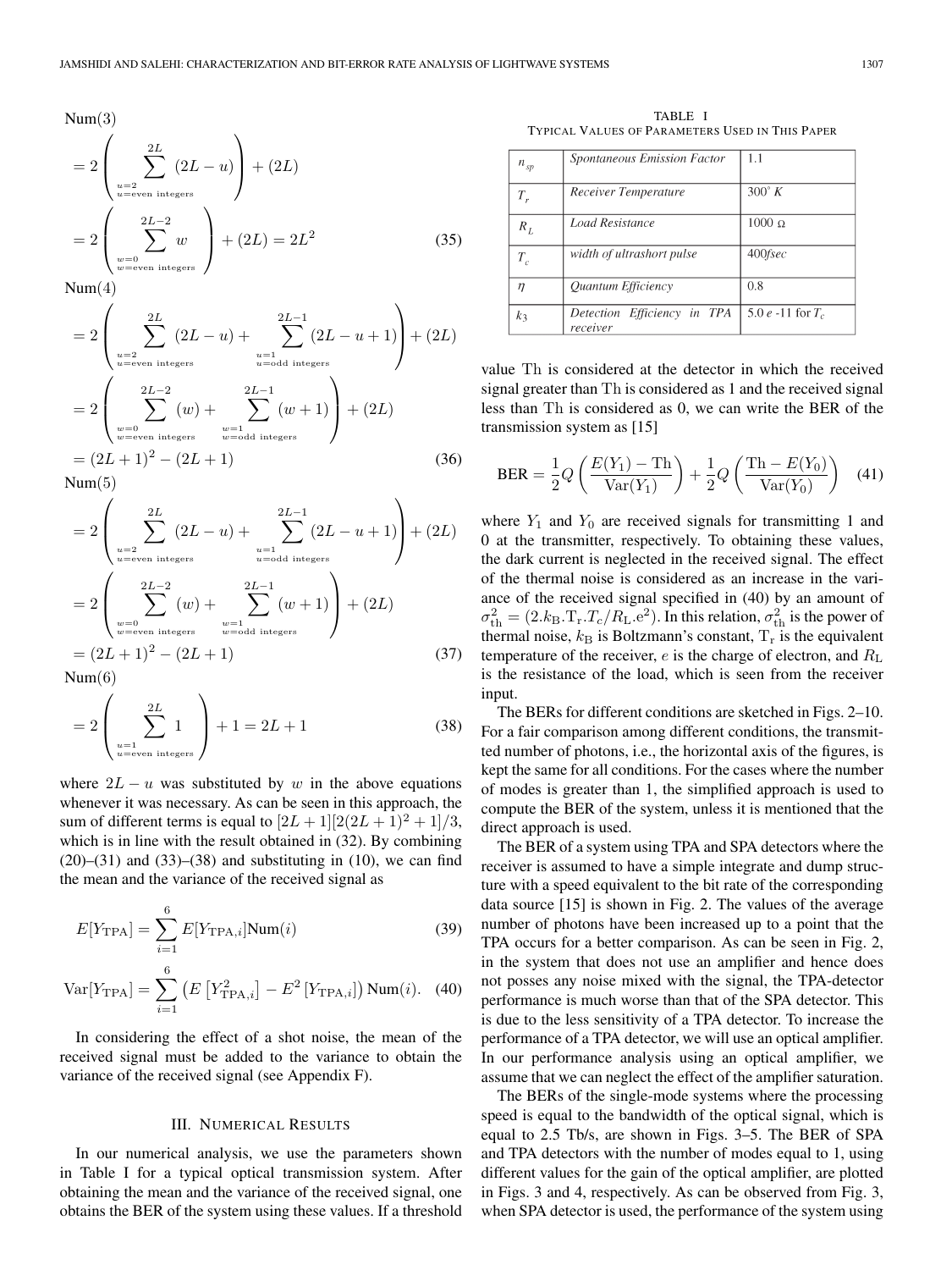Num(3)

$$
\begin{aligned}
&= 2\left(\sum_{\substack{u=2\\u=\text{even integers}}}^{2L}(2L-u)\right)+(2L)\\
&= 2\left(\sum_{\substack{w=0\\w=\text{even integers}}}^{2L-2}w\right)+(2L)=2L^2
\end{aligned}
\tag{35}
$$

Num(4)

$$
\begin{aligned}
&= 2\left(\sum_{\substack{u=2\\u=\text{even integers}}}^{2L}(2L-u)+\sum_{\substack{u=1\\u=\text{odd integers}}}^{2L-1}(2L-u+1)\right)+(2L)\\
&= 2\left(\sum_{\substack{w=0\\w=\text{even integers}}}^{2L-2}(w)+\sum_{\substack{w=1\\w=\text{odd integers}}}^{2L-1}(w+1)\right)+(2L)\\
&= (2L+1)^2-(2L+1)
\end{aligned}
\tag{36}
$$

Num(5)

$$
\begin{aligned}
&= 2\left(\sum_{\substack{u=2\\u=\text{even integers}}}^{2L}(2L-u)+\sum_{\substack{u=1\\u=\text{odd integers}}}^{2L-1}(2L-u+1)\right)+(2L)\\
&= 2\left(\sum_{\substack{w=0\\w=\text{even integers}}}^{2L-2}(w)+\sum_{\substack{w=1\\w=\text{odd integers}}}^{2L-1}(w+1)\right)+(2L)\\
&= (2L+1)^2-(2L+1)
\end{aligned}
\tag{37}
$$

Num(6)

$$
= 2\left(\sum_{\substack{u=1\\u=\text{even integers}}}^{2L}1\right)+1=2L+1 \tag{38}
$$

where $2L-u$ was substituted by $w$ in the above equations whenever it was necessary. As can be seen in this approach, the sum of different terms is equal to $[2L+1][2(2L+1)^2+1]/3$, which is in line with the result obtained in (32). By combining (20)–(31) and (33)–(38) and substituting in (10), we can find the mean and the variance of the received signal as

$$
E[Y_{\text{TPA}}]=\sum_{i=1}^{6}E[Y_{\text{TPA},i}]\text{Num}(i) \tag{39}
$$

$$
\text{Var}[Y_{\text{TPA}}]=\sum_{i=1}^{6}\left(E\left[Y_{\text{TPA},i}^2\right]-E^2\left[Y_{\text{TPA},i}\right]\right)\text{Num}(i). \tag{40}
$$

In considering the effect of a shot noise, the mean of the received signal must be added to the variance to obtain the variance of the received signal (see Appendix F).

## III. Numerical Results

In our numerical analysis, we use the parameters shown in Table I for a typical optical transmission system. After obtaining the mean and the variance of the received signal, one obtains the BER of the system using these values. If a threshold value Th is considered at the detector in which the received signal greater than Th is considered as 1 and the received signal less than Th is considered as 0, we can write the BER of the transmission system as [15]

TABLE I
Typical Values of Parameters Used in This Paper

| | | |
|---|---|---|
| $n_{sp}$ | *Spontaneous Emission Factor* | 1.1 |
| $T_r$ | *Receiver Temperature* | $300^\circ K$ |
| $R_L$ | *Load Resistance* | $1000\ \Omega$ |
| $T_c$ | *width of ultrashort pulse* | 400*fsec* |
| $\eta$ | *Quantum Efficiency* | 0.8 |
| $k_3$ | *Detection Efficiency in TPA receiver* | 5.0 *e* -11 for $T_c$ |

$$
\text{BER}=\frac{1}{2}Q\left(\frac{E(Y_1)-\text{Th}}{\text{Var}(Y_1)}\right)+\frac{1}{2}Q\left(\frac{\text{Th}-E(Y_0)}{\text{Var}(Y_0)}\right) \tag{41}
$$

where $Y_1$ and $Y_0$ are received signals for transmitting 1 and 0 at the transmitter, respectively. To obtaining these values, the dark current is neglected in the received signal. The effect of the thermal noise is considered as an increase in the variance of the received signal specified in (40) by an amount of $\sigma_{\text{th}}^2=(2.k_{\text{B}}.\text{T}_{\text{r}}.T_c/R_{\text{L}}.\text{e}^2)$. In this relation, $\sigma_{\text{th}}^2$ is the power of thermal noise, $k_{\text{B}}$ is Boltzmann's constant, $\text{T}_{\text{r}}$ is the equivalent temperature of the receiver, $e$ is the charge of electron, and $R_{\text{L}}$ is the resistance of the load, which is seen from the receiver input.

The BERs for different conditions are sketched in Figs. 2–10. For a fair comparison among different conditions, the transmitted number of photons, i.e., the horizontal axis of the figures, is kept the same for all conditions. For the cases where the number of modes is greater than 1, the simplified approach is used to compute the BER of the system, unless it is mentioned that the direct approach is used.

The BER of a system using TPA and SPA detectors where the receiver is assumed to have a simple integrate and dump structure with a speed equivalent to the bit rate of the corresponding data source [15] is shown in Fig. 2. The values of the average number of photons have been increased up to a point that the TPA occurs for a better comparison. As can be seen in Fig. 2, in the system that does not use an amplifier and hence does not posses any noise mixed with the signal, the TPA-detector performance is much worse than that of the SPA detector. This is due to the less sensitivity of a TPA detector. To increase the performance of a TPA detector, we will use an optical amplifier. In our performance analysis using an optical amplifier, we assume that we can neglect the effect of the amplifier saturation.

The BERs of the single-mode systems where the processing speed is equal to the bandwidth of the optical signal, which is equal to 2.5 Tb/s, are shown in Figs. 3–5. The BER of SPA and TPA detectors with the number of modes equal to 1, using different values for the gain of the optical amplifier, are plotted in Figs. 3 and 4, respectively. As can be observed from Fig. 3, when SPA detector is used, the performance of the system using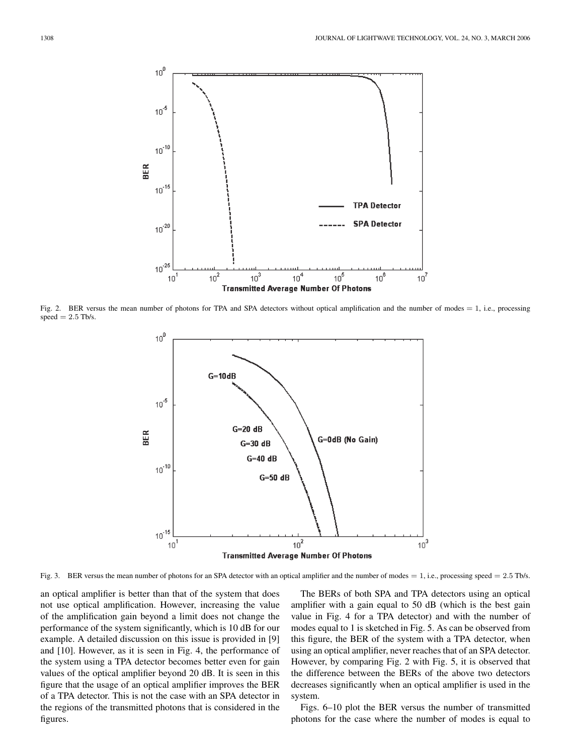Fig. 2. BER versus the mean number of photons for TPA and SPA detectors without optical amplification and the number of modes $= 1$, i.e., processing speed $= 2.5$ Tb/s.

Fig. 3. BER versus the mean number of photons for an SPA detector with an optical amplifier and the number of modes $= 1$, i.e., processing speed $= 2.5$ Tb/s.

an optical amplifier is better than that of the system that does not use optical amplification. However, increasing the value of the amplification gain beyond a limit does not change the performance of the system significantly, which is 10 dB for our example. A detailed discussion on this issue is provided in [9] and [10]. However, as it is seen in Fig. 4, the performance of the system using a TPA detector becomes better even for gain values of the optical amplifier beyond 20 dB. It is seen in this figure that the usage of an optical amplifier improves the BER of a TPA detector. This is not the case with an SPA detector in the regions of the transmitted photons that is considered in the figures.

The BERs of both SPA and TPA detectors using an optical amplifier with a gain equal to 50 dB (which is the best gain value in Fig. 4 for a TPA detector) and with the number of modes equal to 1 is sketched in Fig. 5. As can be observed from this figure, the BER of the system with a TPA detector, when using an optical amplifier, never reaches that of an SPA detector. However, by comparing Fig. 2 with Fig. 5, it is observed that the difference between the BERs of the above two detectors decreases significantly when an optical amplifier is used in the system.

Figs. 6–10 plot the BER versus the number of transmitted photons for the case where the number of modes is equal to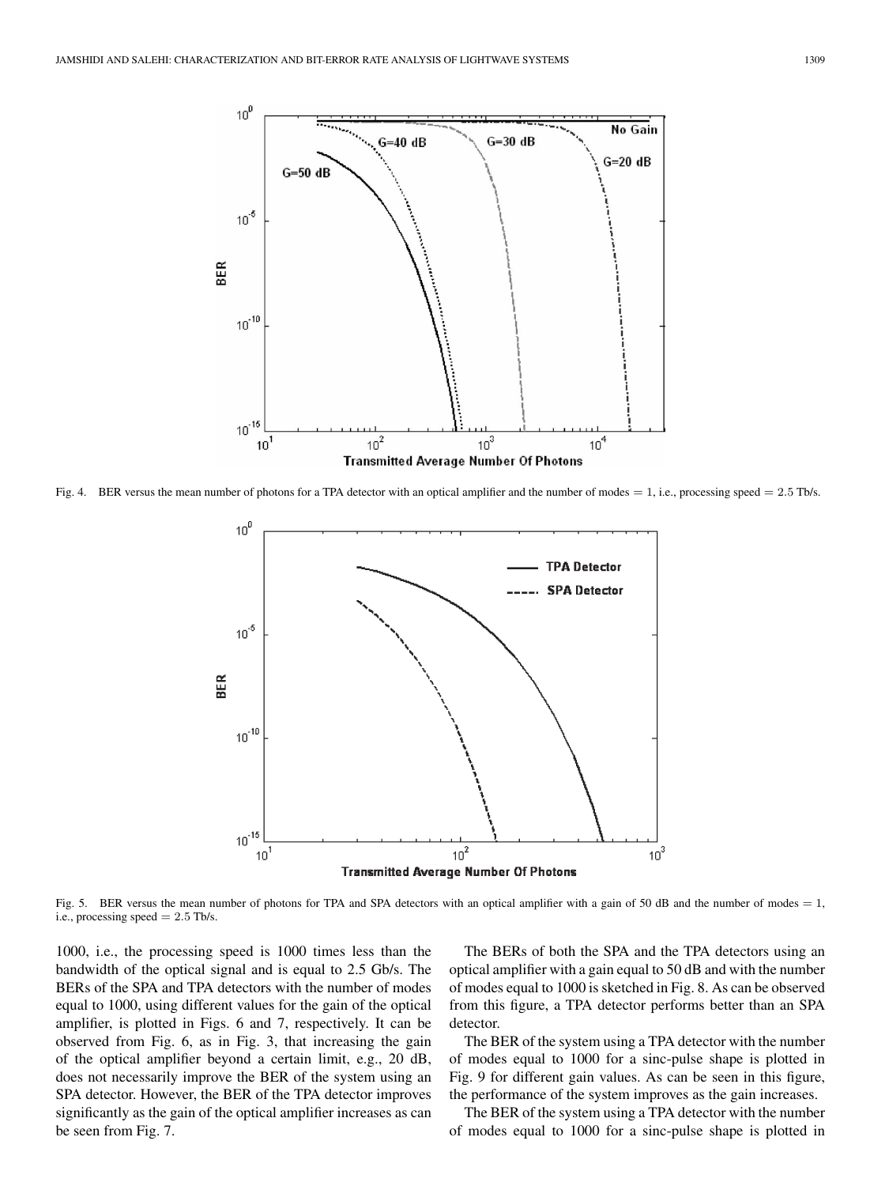Fig. 4. BER versus the mean number of photons for a TPA detector with an optical amplifier and the number of modes $= 1$, i.e., processing speed $= 2.5$ Tb/s.

Fig. 5. BER versus the mean number of photons for TPA and SPA detectors with an optical amplifier with a gain of 50 dB and the number of modes $= 1$, i.e., processing speed $= 2.5$ Tb/s.

1000, i.e., the processing speed is 1000 times less than the bandwidth of the optical signal and is equal to 2.5 Gb/s. The BERs of the SPA and TPA detectors with the number of modes equal to 1000, using different values for the gain of the optical amplifier, is plotted in Figs. 6 and 7, respectively. It can be observed from Fig. 6, as in Fig. 3, that increasing the gain of the optical amplifier beyond a certain limit, e.g., 20 dB, does not necessarily improve the BER of the system using an SPA detector. However, the BER of the TPA detector improves significantly as the gain of the optical amplifier increases as can be seen from Fig. 7.

The BERs of both the SPA and the TPA detectors using an optical amplifier with a gain equal to 50 dB and with the number of modes equal to 1000 is sketched in Fig. 8. As can be observed from this figure, a TPA detector performs better than an SPA detector.

The BER of the system using a TPA detector with the number of modes equal to 1000 for a sinc-pulse shape is plotted in Fig. 9 for different gain values. As can be seen in this figure, the performance of the system improves as the gain increases.

The BER of the system using a TPA detector with the number of modes equal to 1000 for a sinc-pulse shape is plotted in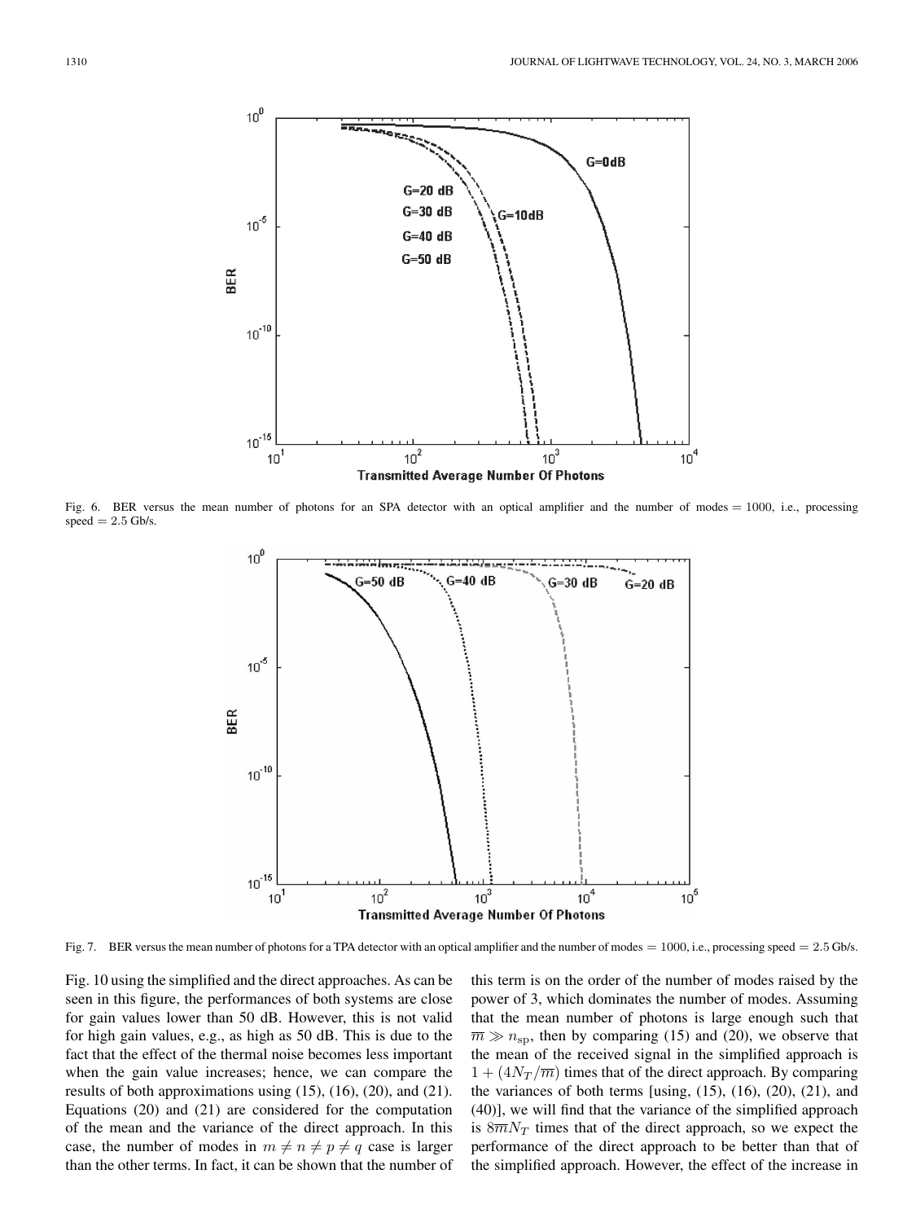Fig. 6. BER versus the mean number of photons for an SPA detector with an optical amplifier and the number of modes $= 1000$, i.e., processing speed $= 2.5$ Gb/s.

Fig. 7. BER versus the mean number of photons for a TPA detector with an optical amplifier and the number of modes $= 1000$, i.e., processing speed $= 2.5$ Gb/s.

Fig. 10 using the simplified and the direct approaches. As can be seen in this figure, the performances of both systems are close for gain values lower than 50 dB. However, this is not valid for high gain values, e.g., as high as 50 dB. This is due to the fact that the effect of the thermal noise becomes less important when the gain value increases; hence, we can compare the results of both approximations using (15), (16), (20), and (21). Equations (20) and (21) are considered for the computation of the mean and the variance of the direct approach. In this case, the number of modes in $m \neq n \neq p \neq q$ case is larger than the other terms. In fact, it can be shown that the number of this term is on the order of the number of modes raised by the power of 3, which dominates the number of modes. Assuming that the mean number of photons is large enough such that $\overline{m} \gg n_{\mathrm{sp}}$, then by comparing (15) and (20), we observe that the mean of the received signal in the simplified approach is $1 + (4N_T/\overline{m})$ times that of the direct approach. By comparing the variances of both terms [using, (15), (16), (20), (21), and (40)], we will find that the variance of the simplified approach is $8\overline{m}N_T$ times that of the direct approach, so we expect the performance of the direct approach to be better than that of the simplified approach. However, the effect of the increase in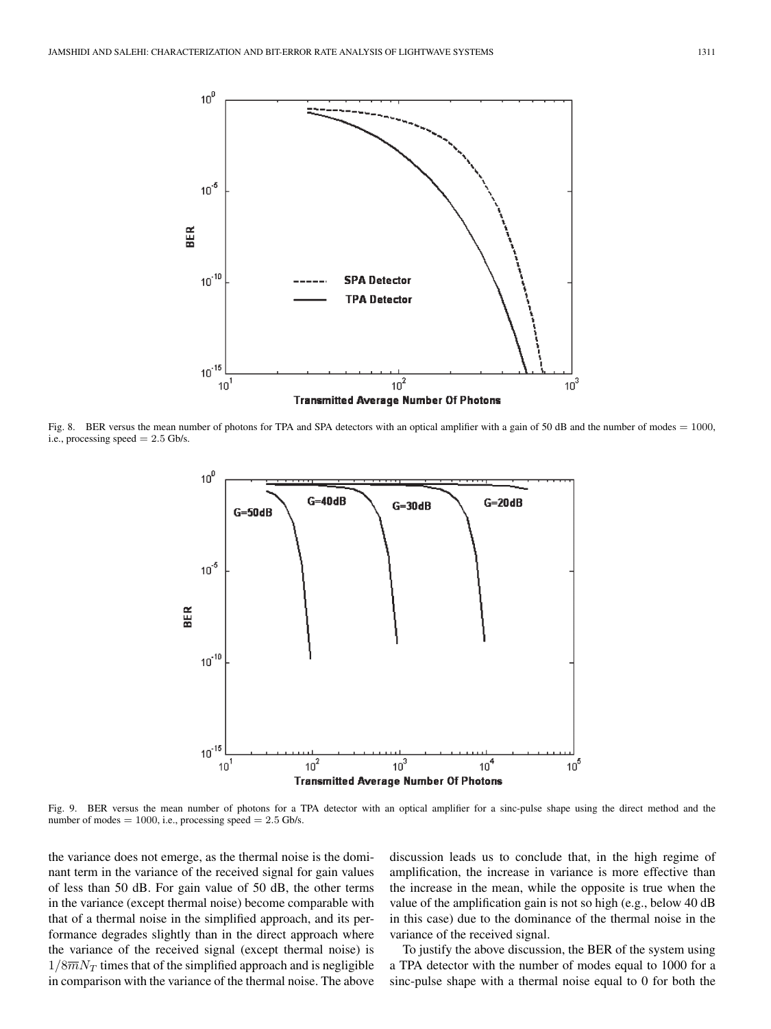Fig. 8. BER versus the mean number of photons for TPA and SPA detectors with an optical amplifier with a gain of 50 dB and the number of modes $= 1000$, i.e., processing speed $= 2.5$ Gb/s.

Fig. 9. BER versus the mean number of photons for a TPA detector with an optical amplifier for a sinc-pulse shape using the direct method and the number of modes $= 1000$, i.e., processing speed $= 2.5$ Gb/s.

the variance does not emerge, as the thermal noise is the dominant term in the variance of the received signal for gain values of less than 50 dB. For gain value of 50 dB, the other terms in the variance (except thermal noise) become comparable with that of a thermal noise in the simplified approach, and its performance degrades slightly than in the direct approach where the variance of the received signal (except thermal noise) is $1/8\overline{m}N_T$ times that of the simplified approach and is negligible in comparison with the variance of the thermal noise. The above discussion leads us to conclude that, in the high regime of amplification, the increase in variance is more effective than the increase in the mean, while the opposite is true when the value of the amplification gain is not so high (e.g., below 40 dB in this case) due to the dominance of the thermal noise in the variance of the received signal.

To justify the above discussion, the BER of the system using a TPA detector with the number of modes equal to 1000 for a sinc-pulse shape with a thermal noise equal to 0 for both the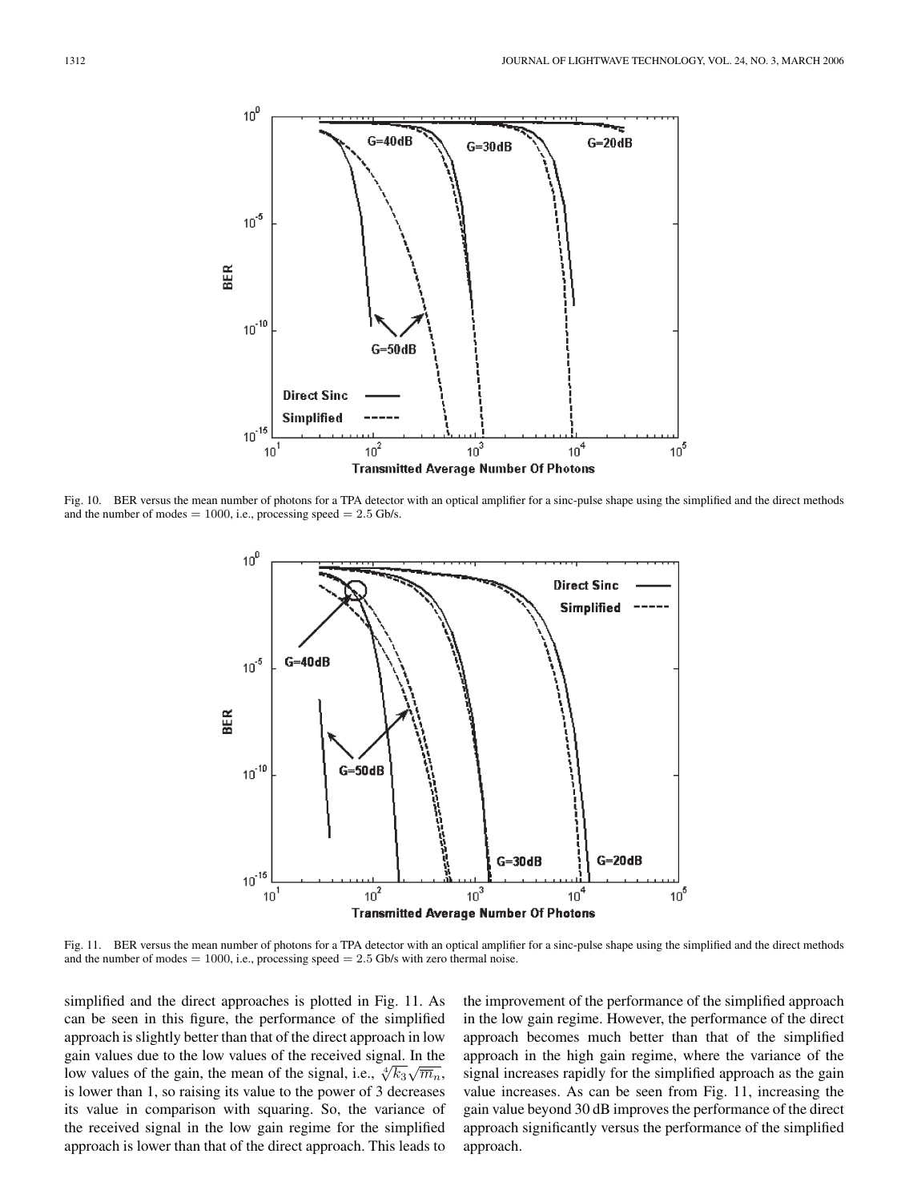Fig. 10. BER versus the mean number of photons for a TPA detector with an optical amplifier for a sinc-pulse shape using the simplified and the direct methods and the number of modes $= 1000$, i.e., processing speed $= 2.5$ Gb/s.

Fig. 11. BER versus the mean number of photons for a TPA detector with an optical amplifier for a sinc-pulse shape using the simplified and the direct methods and the number of modes $= 1000$, i.e., processing speed $= 2.5$ Gb/s with zero thermal noise.

simplified and the direct approaches is plotted in Fig. 11. As can be seen in this figure, the performance of the simplified approach is slightly better than that of the direct approach in low gain values due to the low values of the received signal. In the low values of the gain, the mean of the signal, i.e., $\sqrt[4]{k_3}\sqrt{\overline{m}_n}$, is lower than 1, so raising its value to the power of 3 decreases its value in comparison with squaring. So, the variance of the received signal in the low gain regime for the simplified approach is lower than that of the direct approach. This leads to the improvement of the performance of the simplified approach in the low gain regime. However, the performance of the direct approach becomes much better than that of the simplified approach in the high gain regime, where the variance of the signal increases rapidly for the simplified approach as the gain value increases. As can be seen from Fig. 11, increasing the gain value beyond 30 dB improves the performance of the direct approach significantly versus the performance of the simplified approach.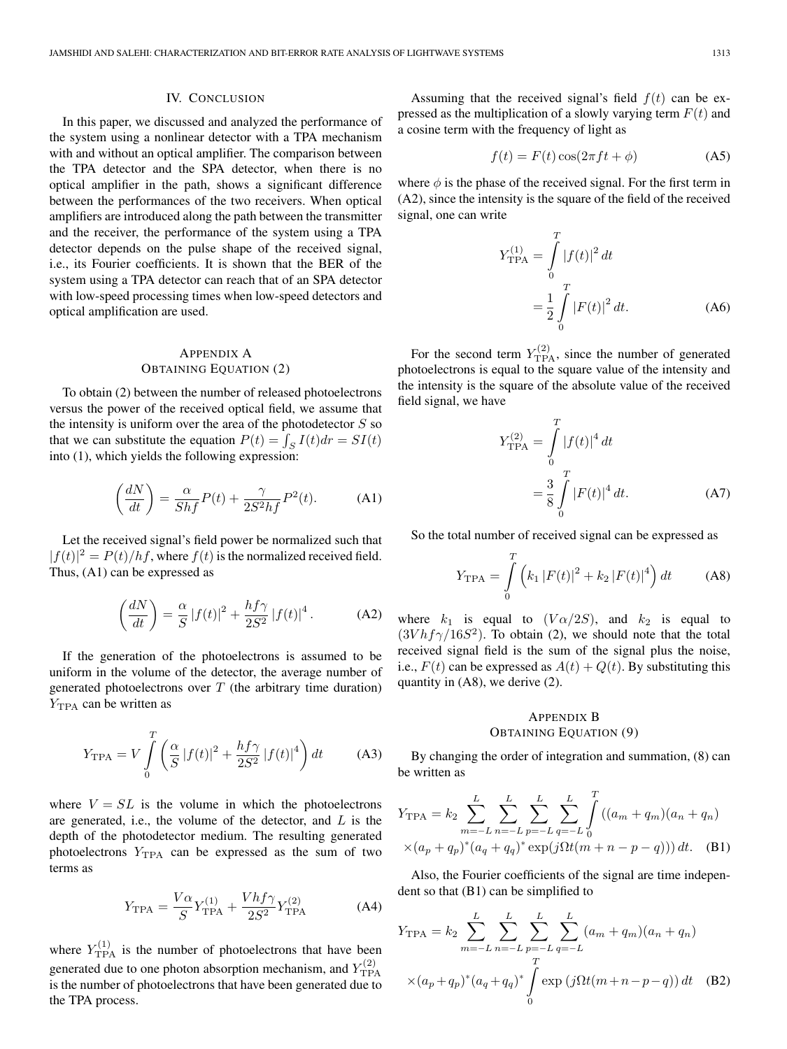## IV. Conclusion

In this paper, we discussed and analyzed the performance of the system using a nonlinear detector with a TPA mechanism with and without an optical amplifier. The comparison between the TPA detector and the SPA detector, when there is no optical amplifier in the path, shows a significant difference between the performances of the two receivers. When optical amplifiers are introduced along the path between the transmitter and the receiver, the performance of the system using a TPA detector depends on the pulse shape of the received signal, i.e., its Fourier coefficients. It is shown that the BER of the system using a TPA detector can reach that of an SPA detector with low-speed processing times when low-speed detectors and optical amplification are used.

## Appendix A
## Obtaining Equation (2)

To obtain (2) between the number of released photoelectrons versus the power of the received optical field, we assume that the intensity is uniform over the area of the photodetector $S$ so that we can substitute the equation $P(t) = \int_S I(t)dr = SI(t)$ into (1), which yields the following expression:

$$\left(\frac{dN}{dt}\right) = \frac{\alpha}{Shf}P(t) + \frac{\gamma}{2S^2hf}P^2(t). \tag{A1}$$

Let the received signal's field power be normalized such that $|f(t)|^2 = P(t)/hf$, where $f(t)$ is the normalized received field. Thus, (A1) can be expressed as

$$\left(\frac{dN}{dt}\right) = \frac{\alpha}{S}|f(t)|^2 + \frac{hf\gamma}{2S^2}|f(t)|^4. \tag{A2}$$

If the generation of the photoelectrons is assumed to be uniform in the volume of the detector, the average number of generated photoelectrons over $T$ (the arbitrary time duration) $Y_{\text{TPA}}$ can be written as

$$Y_{\text{TPA}} = V\int_0^T \left(\frac{\alpha}{S}|f(t)|^2 + \frac{hf\gamma}{2S^2}|f(t)|^4\right)dt \tag{A3}$$

where $V = SL$ is the volume in which the photoelectrons are generated, i.e., the volume of the detector, and $L$ is the depth of the photodetector medium. The resulting generated photoelectrons $Y_{\text{TPA}}$ can be expressed as the sum of two terms as

$$Y_{\text{TPA}} = \frac{V\alpha}{S}Y_{\text{TPA}}^{(1)} + \frac{Vhf\gamma}{2S^2}Y_{\text{TPA}}^{(2)} \tag{A4}$$

where $Y_{\text{TPA}}^{(1)}$ is the number of photoelectrons that have been generated due to one photon absorption mechanism, and $Y_{\text{TPA}}^{(2)}$ is the number of photoelectrons that have been generated due to the TPA process.

Assuming that the received signal's field $f(t)$ can be expressed as the multiplication of a slowly varying term $F(t)$ and a cosine term with the frequency of light as

$$f(t) = F(t)\cos(2\pi ft + \phi) \tag{A5}$$

where $\phi$ is the phase of the received signal. For the first term in (A2), since the intensity is the square of the field of the received signal, one can write

$$\begin{aligned} Y_{\text{TPA}}^{(1)} &= \int_0^T |f(t)|^2\,dt \\ &= \frac{1}{2}\int_0^T |F(t)|^2\,dt. \end{aligned} \tag{A6}$$

For the second term $Y_{\text{TPA}}^{(2)}$, since the number of generated photoelectrons is equal to the square value of the intensity and the intensity is the square of the absolute value of the received field signal, we have

$$\begin{aligned} Y_{\text{TPA}}^{(2)} &= \int_0^T |f(t)|^4\,dt \\ &= \frac{3}{8}\int_0^T |F(t)|^4\,dt. \end{aligned} \tag{A7}$$

So the total number of received signal can be expressed as

$$Y_{\text{TPA}} = \int_0^T \left(k_1|F(t)|^2 + k_2|F(t)|^4\right)dt \tag{A8}$$

where $k_1$ is equal to $(V\alpha/2S)$, and $k_2$ is equal to $(3Vhf\gamma/16S^2)$. To obtain (2), we should note that the total received signal field is the sum of the signal plus the noise, i.e., $F(t)$ can be expressed as $A(t) + Q(t)$. By substituting this quantity in (A8), we derive (2).

## Appendix B
## Obtaining Equation (9)

By changing the order of integration and summation, (8) can be written as

$$\begin{aligned} Y_{\text{TPA}} = k_2 \sum_{m=-L}^{L}\sum_{n=-L}^{L}\sum_{p=-L}^{L}\sum_{q=-L}^{L}\int_0^T ((a_m+q_m)(a_n+q_n) \\ \times(a_p+q_p)^*(a_q+q_q)^*\exp(j\Omega t(m+n-p-q)))\,dt. \end{aligned} \tag{B1}$$

Also, the Fourier coefficients of the signal are time independent so that (B1) can be simplified to

$$\begin{aligned} Y_{\text{TPA}} = k_2 \sum_{m=-L}^{L}\sum_{n=-L}^{L}\sum_{p=-L}^{L}\sum_{q=-L}^{L}(a_m+q_m)(a_n+q_n) \\ \times(a_p+q_p)^*(a_q+q_q)^*\int_0^T \exp\left(j\Omega t(m+n-p-q)\right)dt \end{aligned} \tag{B2}$$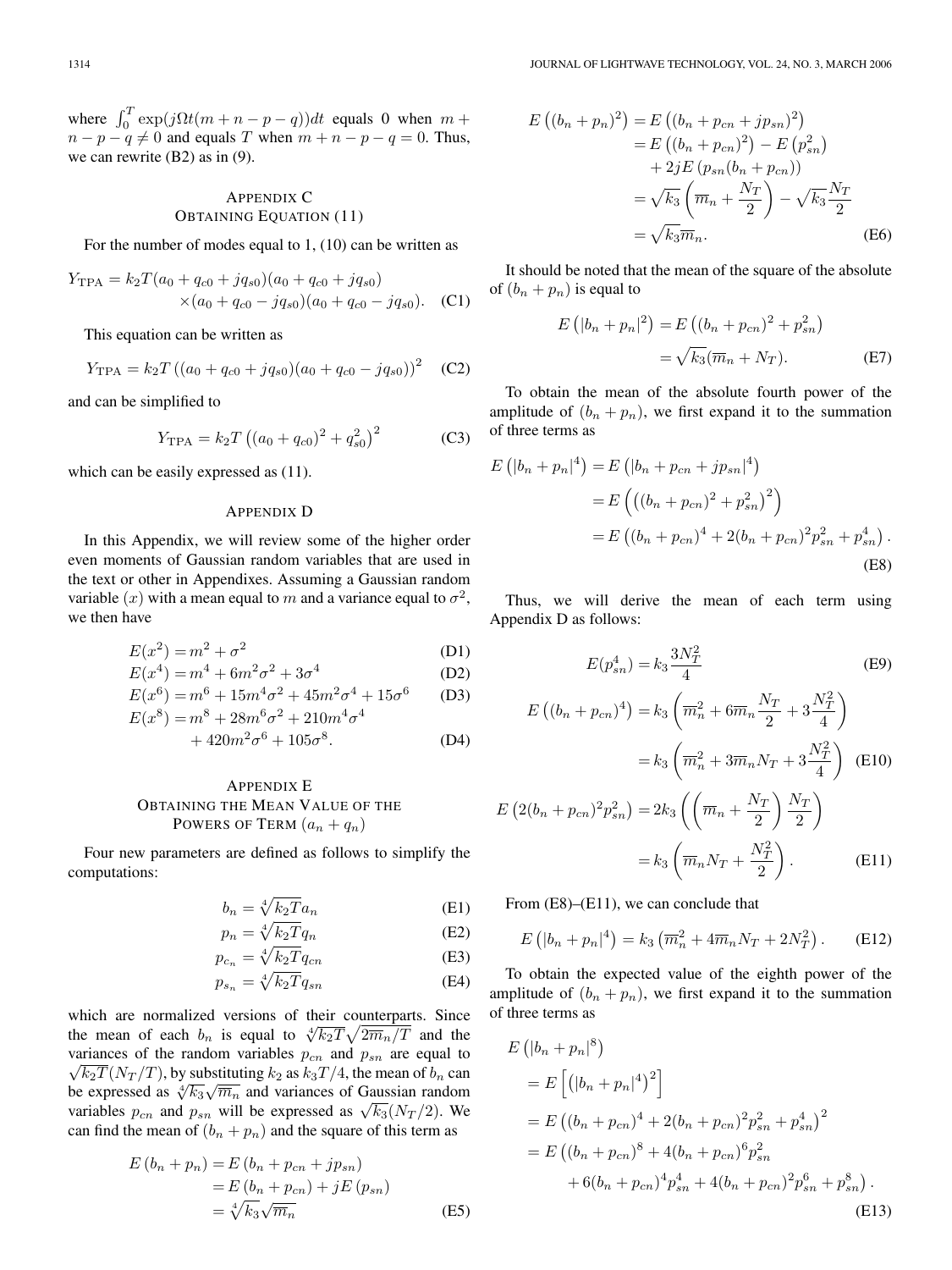where $\int_0^T \exp(j\Omega t(m+n-p-q))dt$ equals 0 when $m+n-p-q \neq 0$ and equals $T$ when $m+n-p-q=0$. Thus, we can rewrite (B2) as in (9).

## Appendix C
## Obtaining Equation (11)

For the number of modes equal to 1, (10) can be written as

$$Y_{\text{TPA}} = k_2 T(a_0 + q_{c0} + jq_{s0})(a_0 + q_{c0} + jq_{s0}) \times (a_0 + q_{c0} - jq_{s0})(a_0 + q_{c0} - jq_{s0}). \quad \text{(C1)}$$

This equation can be written as

$$Y_{\text{TPA}} = k_2 T\left((a_0 + q_{c0} + jq_{s0})(a_0 + q_{c0} - jq_{s0})\right)^2 \quad \text{(C2)}$$

and can be simplified to

$$Y_{\text{TPA}} = k_2 T\left((a_0 + q_{c0})^2 + q_{s0}^2\right)^2 \quad \text{(C3)}$$

which can be easily expressed as (11).

## Appendix D

In this Appendix, we will review some of the higher order even moments of Gaussian random variables that are used in the text or other in Appendixes. Assuming a Gaussian random variable $(x)$ with a mean equal to $m$ and a variance equal to $\sigma^2$, we then have

$$E(x^2) = m^2 + \sigma^2 \quad \text{(D1)}$$

$$E(x^4) = m^4 + 6m^2\sigma^2 + 3\sigma^4 \quad \text{(D2)}$$

$$E(x^6) = m^6 + 15m^4\sigma^2 + 45m^2\sigma^4 + 15\sigma^6 \quad \text{(D3)}$$

$$E(x^8) = m^8 + 28m^6\sigma^2 + 210m^4\sigma^4 + 420m^2\sigma^6 + 105\sigma^8. \quad \text{(D4)}$$

## Appendix E
## Obtaining the Mean Value of the Powers of Term $(a_n + q_n)$

Four new parameters are defined as follows to simplify the computations:

$$b_n = \sqrt[4]{k_2 T} a_n \quad \text{(E1)}$$

$$p_n = \sqrt[4]{k_2 T} q_n \quad \text{(E2)}$$

$$p_{c_n} = \sqrt[4]{k_2 T} q_{cn} \quad \text{(E3)}$$

$$p_{s_n} = \sqrt[4]{k_2 T} q_{sn} \quad \text{(E4)}$$

which are normalized versions of their counterparts. Since the mean of each $b_n$ is equal to $\sqrt[4]{k_2 T}\sqrt{2\overline{m}_n/T}$ and the variances of the random variables $p_{cn}$ and $p_{sn}$ are equal to $\sqrt{k_2 T}(N_T/T)$, by substituting $k_2$ as $k_3 T/4$, the mean of $b_n$ can be expressed as $\sqrt[4]{k_3}\sqrt{\overline{m}_n}$ and variances of Gaussian random variables $p_{cn}$ and $p_{sn}$ will be expressed as $\sqrt{k_3}(N_T/2)$. We can find the mean of $(b_n + p_n)$ and the square of this term as

$$\begin{aligned} E(b_n + p_n) &= E(b_n + p_{cn} + jp_{sn}) \\ &= E(b_n + p_{cn}) + jE(p_{sn}) \\ &= \sqrt[4]{k_3}\sqrt{\overline{m}_n} \end{aligned} \quad \text{(E5)}$$

$$\begin{aligned} E\left((b_n + p_n)^2\right) &= E\left((b_n + p_{cn} + jp_{sn})^2\right) \\ &= E\left((b_n + p_{cn})^2\right) - E\left(p_{sn}^2\right) + 2jE\left(p_{sn}(b_n + p_{cn})\right) \\ &= \sqrt{k_3}\left(\overline{m}_n + \frac{N_T}{2}\right) - \sqrt{k_3}\frac{N_T}{2} \\ &= \sqrt{k_3}\overline{m}_n. \end{aligned} \quad \text{(E6)}$$

It should be noted that the mean of the square of the absolute of $(b_n + p_n)$ is equal to

$$\begin{aligned} E\left(|b_n + p_n|^2\right) &= E\left((b_n + p_{cn})^2 + p_{sn}^2\right) \\ &= \sqrt{k_3}(\overline{m}_n + N_T). \end{aligned} \quad \text{(E7)}$$

To obtain the mean of the absolute fourth power of the amplitude of $(b_n + p_n)$, we first expand it to the summation of three terms as

$$\begin{aligned} E\left(|b_n + p_n|^4\right) &= E\left(|b_n + p_{cn} + jp_{sn}|^4\right) \\ &= E\left(\left((b_n + p_{cn})^2 + p_{sn}^2\right)^2\right) \\ &= E\left((b_n + p_{cn})^4 + 2(b_n + p_{cn})^2 p_{sn}^2 + p_{sn}^4\right). \end{aligned} \quad \text{(E8)}$$

Thus, we will derive the mean of each term using Appendix D as follows:

$$E(p_{sn}^4) = k_3 \frac{3N_T^2}{4} \quad \text{(E9)}$$

$$\begin{aligned} E\left((b_n + p_{cn})^4\right) &= k_3\left(\overline{m}_n^2 + 6\overline{m}_n\frac{N_T}{2} + 3\frac{N_T^2}{4}\right) \\ &= k_3\left(\overline{m}_n^2 + 3\overline{m}_n N_T + 3\frac{N_T^2}{4}\right) \end{aligned} \quad \text{(E10)}$$

$$\begin{aligned} E\left(2(b_n + p_{cn})^2 p_{sn}^2\right) &= 2k_3\left(\left(\overline{m}_n + \frac{N_T}{2}\right)\frac{N_T}{2}\right) \\ &= k_3\left(\overline{m}_n N_T + \frac{N_T^2}{2}\right). \end{aligned} \quad \text{(E11)}$$

From (E8)–(E11), we can conclude that

$$E\left(|b_n + p_n|^4\right) = k_3\left(\overline{m}_n^2 + 4\overline{m}_n N_T + 2N_T^2\right). \quad \text{(E12)}$$

To obtain the expected value of the eighth power of the amplitude of $(b_n + p_n)$, we first expand it to the summation of three terms as

$$\begin{aligned} &E\left(|b_n + p_n|^8\right) \\ &= E\left[\left(|b_n + p_n|^4\right)^2\right] \\ &= E\left((b_n + p_{cn})^4 + 2(b_n + p_{cn})^2 p_{sn}^2 + p_{sn}^4\right)^2 \\ &= E\left((b_n + p_{cn})^8 + 4(b_n + p_{cn})^6 p_{sn}^2 + 6(b_n + p_{cn})^4 p_{sn}^4 + 4(b_n + p_{cn})^2 p_{sn}^6 + p_{sn}^8\right). \end{aligned} \quad \text{(E13)}$$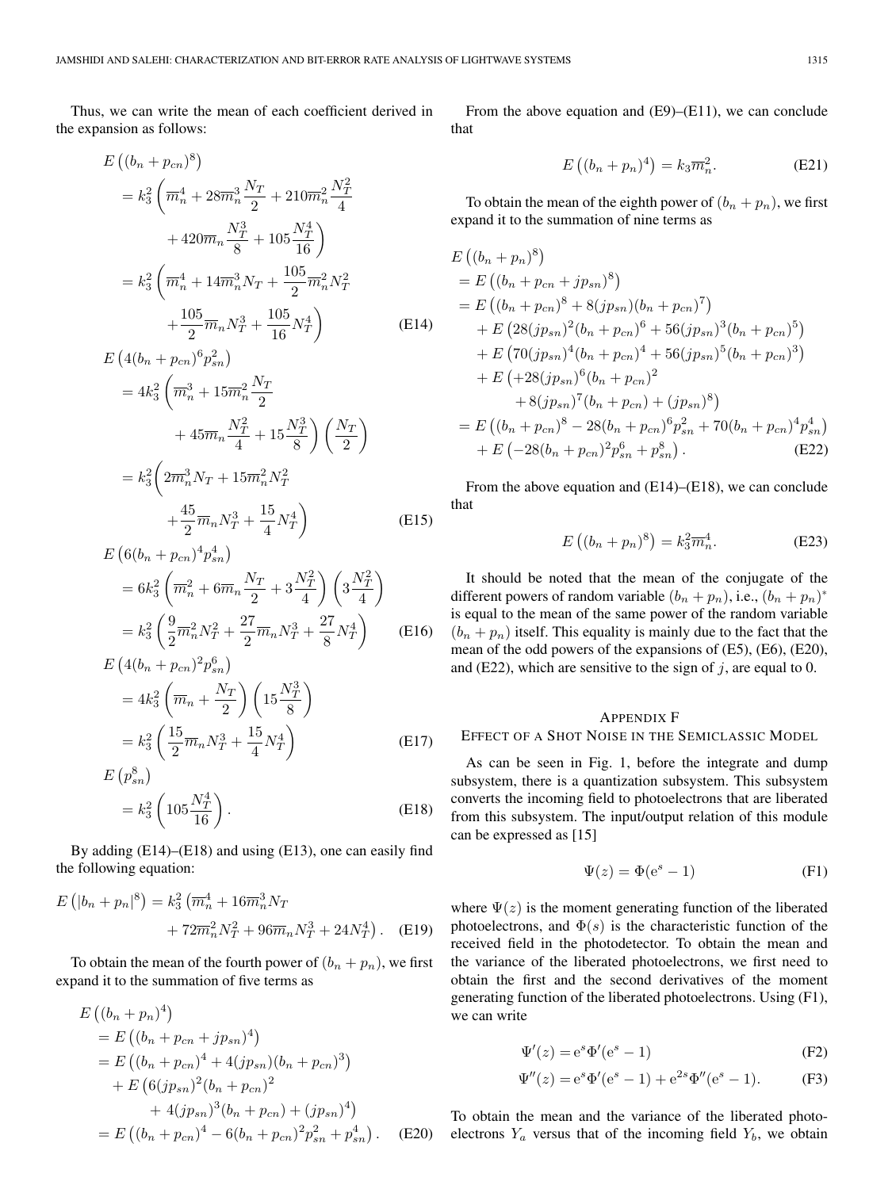Thus, we can write the mean of each coefficient derived in the expansion as follows:

$$
\begin{aligned}
E\left((b_n+p_{cn})^8\right) &= k_3^2\left(\overline{m}_n^4+28\overline{m}_n^3\frac{N_T}{2}+210\overline{m}_n^2\frac{N_T^2}{4}\right.\\
&\qquad\left.+420\overline{m}_n\frac{N_T^3}{8}+105\frac{N_T^4}{16}\right)\\
&= k_3^2\left(\overline{m}_n^4+14\overline{m}_n^3 N_T+\frac{105}{2}\overline{m}_n^2 N_T^2\right.\\
&\qquad\left.+\frac{105}{2}\overline{m}_n N_T^3+\frac{105}{16}N_T^4\right)
\end{aligned}\tag{E14}
$$

$$
\begin{aligned}
E\left(4(b_n+p_{cn})^6 p_{sn}^2\right) &= 4k_3^2\left(\overline{m}_n^3+15\overline{m}_n^2\frac{N_T}{2}\right.\\
&\qquad\left.+45\overline{m}_n\frac{N_T^2}{4}+15\frac{N_T^3}{8}\right)\left(\frac{N_T}{2}\right)\\
&= k_3^2\Big(2\overline{m}_n^3 N_T+15\overline{m}_n^2 N_T^2\\
&\qquad+\frac{45}{2}\overline{m}_n N_T^3+\frac{15}{4}N_T^4\Big)
\end{aligned}\tag{E15}
$$

$$
\begin{aligned}
E\left(6(b_n+p_{cn})^4 p_{sn}^4\right) &= 6k_3^2\left(\overline{m}_n^2+6\overline{m}_n\frac{N_T}{2}+3\frac{N_T^2}{4}\right)\left(3\frac{N_T^2}{4}\right)\\
&= k_3^2\left(\frac{9}{2}\overline{m}_n^2 N_T^2+\frac{27}{2}\overline{m}_n N_T^3+\frac{27}{8}N_T^4\right)
\end{aligned}\tag{E16}
$$

$$
\begin{aligned}
E\left(4(b_n+p_{cn})^2 p_{sn}^6\right) &= 4k_3^2\left(\overline{m}_n+\frac{N_T}{2}\right)\left(15\frac{N_T^3}{8}\right)\\
&= k_3^2\left(\frac{15}{2}\overline{m}_n N_T^3+\frac{15}{4}N_T^4\right)
\end{aligned}\tag{E17}
$$

$$
\begin{aligned}
E\left(p_{sn}^8\right) &= k_3^2\left(105\frac{N_T^4}{16}\right).
\end{aligned}\tag{E18}
$$

By adding (E14)–(E18) and using (E13), one can easily find the following equation:

$$
\begin{aligned}
E\left(|b_n+p_n|^8\right) = k_3^2\big(&\overline{m}_n^4+16\overline{m}_n^3 N_T\\
&+72\overline{m}_n^2 N_T^2+96\overline{m}_n N_T^3+24N_T^4\big).
\end{aligned}\tag{E19}
$$

To obtain the mean of the fourth power of $(b_n+p_n)$, we first expand it to the summation of five terms as

$$
\begin{aligned}
E\left((b_n+p_n)^4\right) &= E\left((b_n+p_{cn}+jp_{sn})^4\right)\\
&= E\left((b_n+p_{cn})^4+4(jp_{sn})(b_n+p_{cn})^3\right)\\
&\quad+E\big(6(jp_{sn})^2(b_n+p_{cn})^2\\
&\qquad+4(jp_{sn})^3(b_n+p_{cn})+(jp_{sn})^4\big)\\
&= E\left((b_n+p_{cn})^4-6(b_n+p_{cn})^2p_{sn}^2+p_{sn}^4\right).
\end{aligned}\tag{E20}
$$

From the above equation and (E9)–(E11), we can conclude that

$$
E\left((b_n+p_n)^4\right)=k_3\overline{m}_n^2.\tag{E21}
$$

To obtain the mean of the eighth power of $(b_n+p_n)$, we first expand it to the summation of nine terms as

$$
\begin{aligned}
E\left((b_n+p_n)^8\right) &= E\left((b_n+p_{cn}+jp_{sn})^8\right)\\
&= E\left((b_n+p_{cn})^8+8(jp_{sn})(b_n+p_{cn})^7\right)\\
&\quad+E\left(28(jp_{sn})^2(b_n+p_{cn})^6+56(jp_{sn})^3(b_n+p_{cn})^5\right)\\
&\quad+E\left(70(jp_{sn})^4(b_n+p_{cn})^4+56(jp_{sn})^5(b_n+p_{cn})^3\right)\\
&\quad+E\big(+28(jp_{sn})^6(b_n+p_{cn})^2\\
&\qquad+8(jp_{sn})^7(b_n+p_{cn})+(jp_{sn})^8\big)\\
&= E\left((b_n+p_{cn})^8-28(b_n+p_{cn})^6p_{sn}^2+70(b_n+p_{cn})^4p_{sn}^4\right)\\
&\quad+E\left(-28(b_n+p_{cn})^2p_{sn}^6+p_{sn}^8\right).
\end{aligned}\tag{E22}
$$

From the above equation and (E14)–(E18), we can conclude that

$$
E\left((b_n+p_n)^8\right)=k_3^2\overline{m}_n^4.\tag{E23}
$$

It should be noted that the mean of the conjugate of the different powers of random variable $(b_n+p_n)$, i.e., $(b_n+p_n)^*$ is equal to the mean of the same power of the random variable $(b_n+p_n)$ itself. This equality is mainly due to the fact that the mean of the odd powers of the expansions of (E5), (E6), (E20), and (E22), which are sensitive to the sign of $j$, are equal to 0.

## Appendix F
## Effect of a Shot Noise in the Semiclassic Model

As can be seen in Fig. 1, before the integrate and dump subsystem, there is a quantization subsystem. This subsystem converts the incoming field to photoelectrons that are liberated from this subsystem. The input/output relation of this module can be expressed as [15]

$$
\Psi(z)=\Phi(\mathrm{e}^s-1)\tag{F1}
$$

where $\Psi(z)$ is the moment generating function of the liberated photoelectrons, and $\Phi(s)$ is the characteristic function of the received field in the photodetector. To obtain the mean and the variance of the liberated photoelectrons, we first need to obtain the first and the second derivatives of the moment generating function of the liberated photoelectrons. Using (F1), we can write

$$
\Psi'(z)=\mathrm{e}^s\Phi'(\mathrm{e}^s-1)\tag{F2}
$$

$$
\Psi''(z)=\mathrm{e}^s\Phi'(\mathrm{e}^s-1)+\mathrm{e}^{2s}\Phi''(\mathrm{e}^s-1).\tag{F3}
$$

To obtain the mean and the variance of the liberated photoelectrons $Y_a$ versus that of the incoming field $Y_b$, we obtain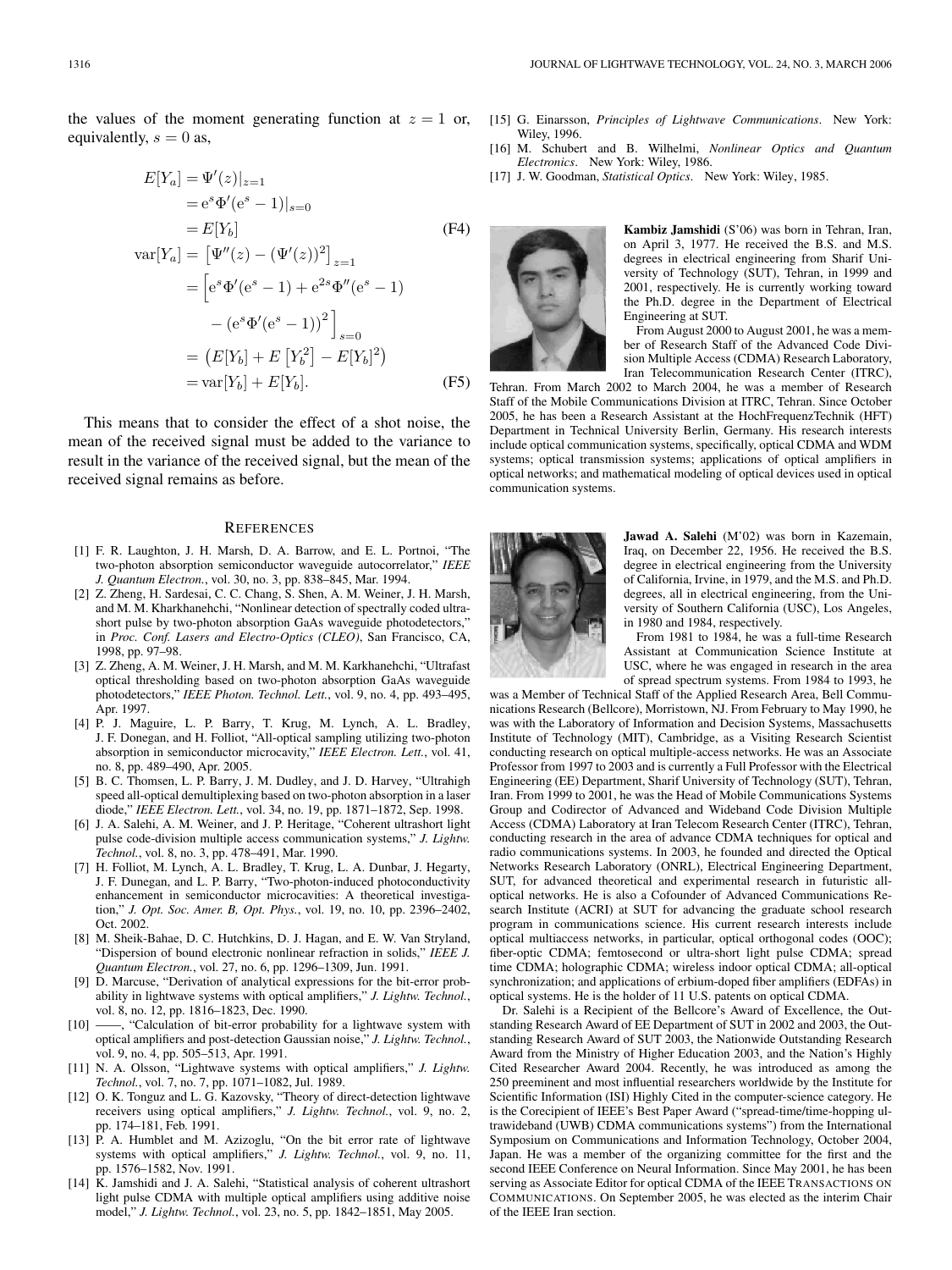the values of the moment generating function at $z = 1$ or, equivalently, $s = 0$ as,

$$
\begin{aligned}
E[Y_a] &= \Psi'(z)|_{z=1} \\
&= \mathrm{e}^s \Phi'(\mathrm{e}^s - 1)|_{s=0} \\
&= E[Y_b] \qquad \text{(F4)} \\
\mathrm{var}[Y_a] &= \left[\Psi''(z) - (\Psi'(z))^2\right]_{z=1} \\
&= \Big[\mathrm{e}^s \Phi'(\mathrm{e}^s - 1) + \mathrm{e}^{2s} \Phi''(\mathrm{e}^s - 1) \\
&\quad - \left(\mathrm{e}^s \Phi'(\mathrm{e}^s - 1)\right)^2\Big]_{s=0} \\
&= \left(E[Y_b] + E\left[Y_b^2\right] - E[Y_b]^2\right) \\
&= \mathrm{var}[Y_b] + E[Y_b]. \qquad \text{(F5)}
\end{aligned}
$$

This means that to consider the effect of a shot noise, the mean of the received signal must be added to the variance to result in the variance of the received signal, but the mean of the received signal remains as before.

## References

[1] F. R. Laughton, J. H. Marsh, D. A. Barrow, and E. L. Portnoi, "The two-photon absorption semiconductor waveguide autocorrelator," *IEEE J. Quantum Electron.*, vol. 30, no. 3, pp. 838–845, Mar. 1994.

[2] Z. Zheng, H. Sardesai, C. C. Chang, S. Shen, A. M. Weiner, J. H. Marsh, and M. M. Kharkhanehchi, "Nonlinear detection of spectrally coded ultrashort pulse by two-photon absorption GaAs waveguide photodetectors," in *Proc. Conf. Lasers and Electro-Optics (CLEO)*, San Francisco, CA, 1998, pp. 97–98.

[3] Z. Zheng, A. M. Weiner, J. H. Marsh, and M. M. Karkhanehchi, "Ultrafast optical thresholding based on two-photon absorption GaAs waveguide photodetectors," *IEEE Photon. Technol. Lett.*, vol. 9, no. 4, pp. 493–495, Apr. 1997.

[4] P. J. Maguire, L. P. Barry, T. Krug, M. Lynch, A. L. Bradley, J. F. Donegan, and H. Folliot, "All-optical sampling utilizing two-photon absorption in semiconductor microcavity," *IEEE Electron. Lett.*, vol. 41, no. 8, pp. 489–490, Apr. 2005.

[5] B. C. Thomsen, L. P. Barry, J. M. Dudley, and J. D. Harvey, "Ultrahigh speed all-optical demultiplexing based on two-photon absorption in a laser diode," *IEEE Electron. Lett.*, vol. 34, no. 19, pp. 1871–1872, Sep. 1998.

[6] J. A. Salehi, A. M. Weiner, and J. P. Heritage, "Coherent ultrashort light pulse code-division multiple access communication systems," *J. Lightw. Technol.*, vol. 8, no. 3, pp. 478–491, Mar. 1990.

[7] H. Folliot, M. Lynch, A. L. Bradley, T. Krug, L. A. Dunbar, J. Hegarty, J. F. Donegan, and L. P. Barry, "Two-photon-induced photoconductivity enhancement in semiconductor microcavities: A theoretical investigation," *J. Opt. Soc. Amer. B, Opt. Phys.*, vol. 19, no. 10, pp. 2396–2402, Oct. 2002.

[8] M. Sheik-Bahae, D. C. Hutchkins, D. J. Hagan, and E. W. Van Stryland, "Dispersion of bound electronic nonlinear refraction in solids," *IEEE J. Quantum Electron.*, vol. 27, no. 6, pp. 1296–1309, Jun. 1991.

[9] D. Marcuse, "Derivation of analytical expressions for the bit-error probability in lightwave systems with optical amplifiers," *J. Lightw. Technol.*, vol. 8, no. 12, pp. 1816–1823, Dec. 1990.

[10] ——, "Calculation of bit-error probability for a lightwave system with optical amplifiers and post-detection Gaussian noise," *J. Lightw. Technol.*, vol. 9, no. 4, pp. 505–513, Apr. 1991.

[11] N. A. Olsson, "Lightwave systems with optical amplifiers," *J. Lightw. Technol.*, vol. 7, no. 7, pp. 1071–1082, Jul. 1989.

[12] O. K. Tonguz and L. G. Kazovsky, "Theory of direct-detection lightwave receivers using optical amplifiers," *J. Lightw. Technol.*, vol. 9, no. 2, pp. 174–181, Feb. 1991.

[13] P. A. Humblet and M. Azizoglu, "On the bit error rate of lightwave systems with optical amplifiers," *J. Lightw. Technol.*, vol. 9, no. 11, pp. 1576–1582, Nov. 1991.

[14] K. Jamshidi and J. A. Salehi, "Statistical analysis of coherent ultrashort light pulse CDMA with multiple optical amplifiers using additive noise model," *J. Lightw. Technol.*, vol. 23, no. 5, pp. 1842–1851, May 2005.

[15] G. Einarsson, *Principles of Lightwave Communications*. New York: Wiley, 1996.

[16] M. Schubert and B. Wilhelmi, *Nonlinear Optics and Quantum Electronics*. New York: Wiley, 1986.

[17] J. W. Goodman, *Statistical Optics*. New York: Wiley, 1985.

**Kambiz Jamshidi** (S'06) was born in Tehran, Iran, on April 3, 1977. He received the B.S. and M.S. degrees in electrical engineering from Sharif University of Technology (SUT), Tehran, in 1999 and 2001, respectively. He is currently working toward the Ph.D. degree in the Department of Electrical Engineering at SUT.

From August 2000 to August 2001, he was a member of Research Staff of the Advanced Code Division Multiple Access (CDMA) Research Laboratory, Iran Telecommunication Research Center (ITRC), Tehran. From March 2002 to March 2004, he was a member of Research Staff of the Mobile Communications Division at ITRC, Tehran. Since October 2005, he has been a Research Assistant at the HochFrequenzTechnik (HFT) Department in Technical University Berlin, Germany. His research interests include optical communication systems, specifically, optical CDMA and WDM systems; optical transmission systems; applications of optical amplifiers in optical networks; and mathematical modeling of optical devices used in optical communication systems.

**Jawad A. Salehi** (M'02) was born in Kazemain, Iraq, on December 22, 1956. He received the B.S. degree in electrical engineering from the University of California, Irvine, in 1979, and the M.S. and Ph.D. degrees, all in electrical engineering, from the University of Southern California (USC), Los Angeles, in 1980 and 1984, respectively.

From 1981 to 1984, he was a full-time Research Assistant at Communication Science Institute at USC, where he was engaged in research in the area of spread spectrum systems. From 1984 to 1993, he was a Member of Technical Staff of the Applied Research Area, Bell Communications Research (Bellcore), Morristown, NJ. From February to May 1990, he was with the Laboratory of Information and Decision Systems, Massachusetts Institute of Technology (MIT), Cambridge, as a Visiting Research Scientist conducting research on optical multiple-access networks. He was an Associate Professor from 1997 to 2003 and is currently a Full Professor with the Electrical Engineering (EE) Department, Sharif University of Technology (SUT), Tehran, Iran. From 1999 to 2001, he was the Head of Mobile Communications Systems Group and Codirector of Advanced and Wideband Code Division Multiple Access (CDMA) Laboratory at Iran Telecom Research Center (ITRC), Tehran, conducting research in the area of advance CDMA techniques for optical and radio communications systems. In 2003, he founded and directed the Optical Networks Research Laboratory (ONRL), Electrical Engineering Department, SUT, for advanced theoretical and experimental research in futuristic all-optical networks. He is also a Cofounder of Advanced Communications Research Institute (ACRI) at SUT for advancing the graduate school research program in communications science. His current research interests include optical multiaccess networks, in particular, optical orthogonal codes (OOC); fiber-optic CDMA; femtosecond or ultra-short light pulse CDMA; spread time CDMA; holographic CDMA; wireless indoor optical CDMA; all-optical synchronization; and applications of erbium-doped fiber amplifiers (EDFAs) in optical systems. He is the holder of 11 U.S. patents on optical CDMA.

Dr. Salehi is a Recipient of the Bellcore's Award of Excellence, the Outstanding Research Award of EE Department of SUT in 2002 and 2003, the Outstanding Research Award of SUT 2003, the Nationwide Outstanding Research Award from the Ministry of Higher Education 2003, and the Nation's Highly Cited Researcher Award 2004. Recently, he was introduced as among the 250 preeminent and most influential researchers worldwide by the Institute for Scientific Information (ISI) Highly Cited in the computer-science category. He is the Corecipient of IEEE's Best Paper Award ("spread-time/time-hopping ultrawideband (UWB) CDMA communications systems") from the International Symposium on Communications and Information Technology, October 2004, Japan. He was a member of the organizing committee for the first and the second IEEE Conference on Neural Information. Since May 2001, he has been serving as Associate Editor for optical CDMA of the IEEE Transactions on Communications. On September 2005, he was elected as the interim Chair of the IEEE Iran section.